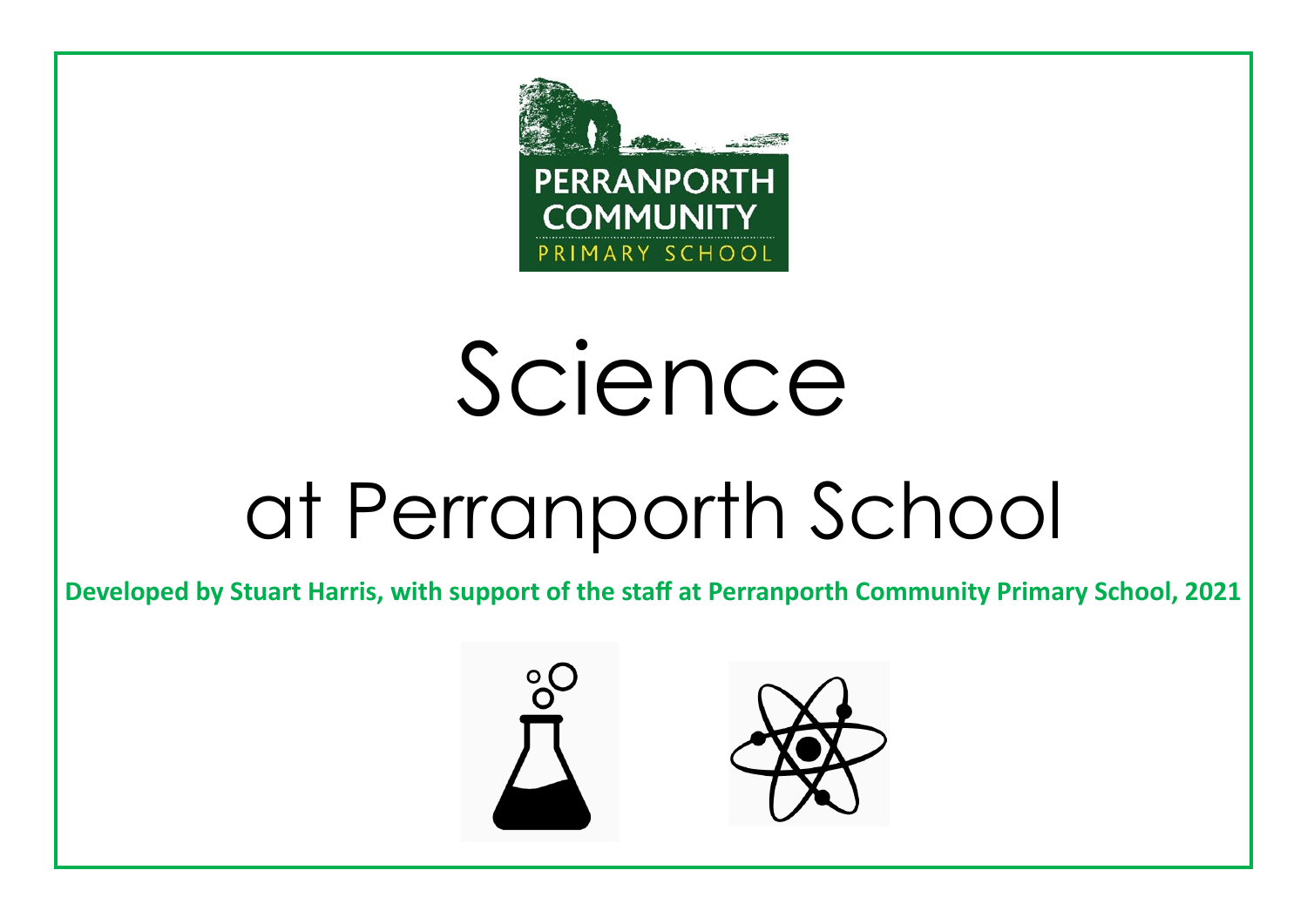PERRANPORTH COMMUNITY PRIMARY SCHOOL

# Science

## at Perranporth School

**Developed by Stuart Harris, with support of the staff at Perranporth Community Primary School, 2021**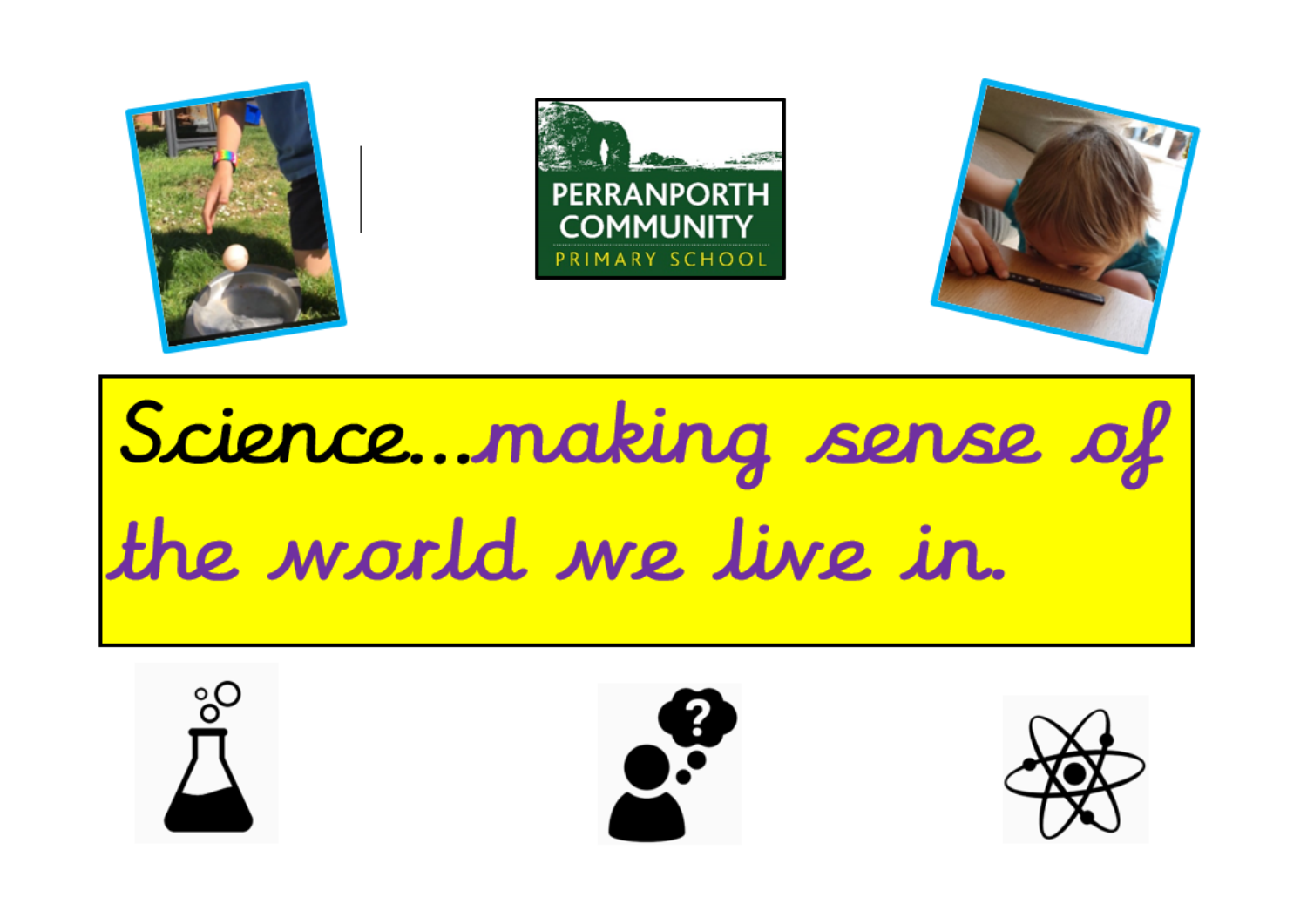PERRANPORTH COMMUNITY PRIMARY SCHOOL

# Science...making sense of the world we live in.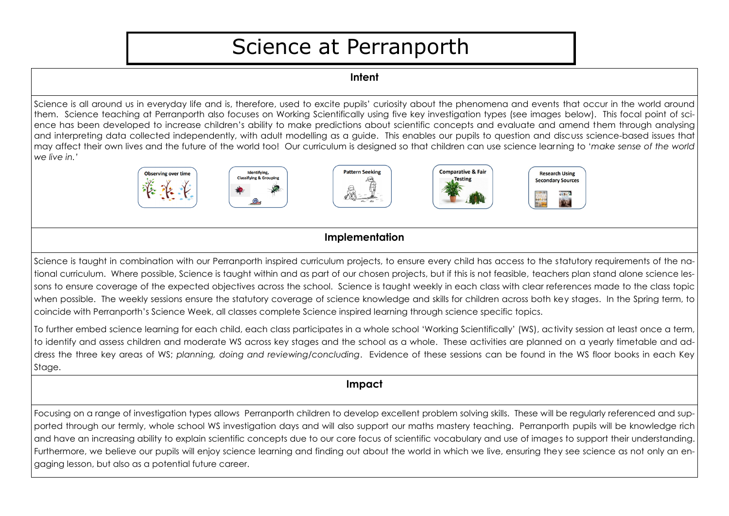# Science at Perranporth

## Intent

Science is all around us in everyday life and is, therefore, used to excite pupils' curiosity about the phenomena and events that occur in the world around them. Science teaching at Perranporth also focuses on Working Scientifically using five key investigation types (see images below). This focal point of science has been developed to increase children's ability to make predictions about scientific concepts and evaluate and amend them through analysing and interpreting data collected independently, with adult modelling as a guide. This enables our pupils to question and discuss science-based issues that may affect their own lives and the future of the world too! Our curriculum is designed so that children can use science learning to '*make sense of the world we live in.'*

Observing over time | Identifying, Classifying & Grouping | Pattern Seeking | Comparative & Fair Testing | Research Using Secondary Sources

## Implementation

Science is taught in combination with our Perranporth inspired curriculum projects, to ensure every child has access to the statutory requirements of the national curriculum. Where possible, Science is taught within and as part of our chosen projects, but if this is not feasible, teachers plan stand alone science lessons to ensure coverage of the expected objectives across the school. Science is taught weekly in each class with clear references made to the class topic when possible. The weekly sessions ensure the statutory coverage of science knowledge and skills for children across both key stages. In the Spring term, to coincide with Perranporth's Science Week, all classes complete Science inspired learning through science specific topics.

To further embed science learning for each child, each class participates in a whole school 'Working Scientifically' (WS), activity session at least once a term, to identify and assess children and moderate WS across key stages and the school as a whole. These activities are planned on a yearly timetable and address the three key areas of WS; *planning, doing and reviewing/concluding*. Evidence of these sessions can be found in the WS floor books in each Key Stage.

## Impact

Focusing on a range of investigation types allows Perranporth children to develop excellent problem solving skills. These will be regularly referenced and supported through our termly, whole school WS investigation days and will also support our maths mastery teaching. Perranporth pupils will be knowledge rich and have an increasing ability to explain scientific concepts due to our core focus of scientific vocabulary and use of images to support their understanding. Furthermore, we believe our pupils will enjoy science learning and finding out about the world in which we live, ensuring they see science as not only an engaging lesson, but also as a potential future career.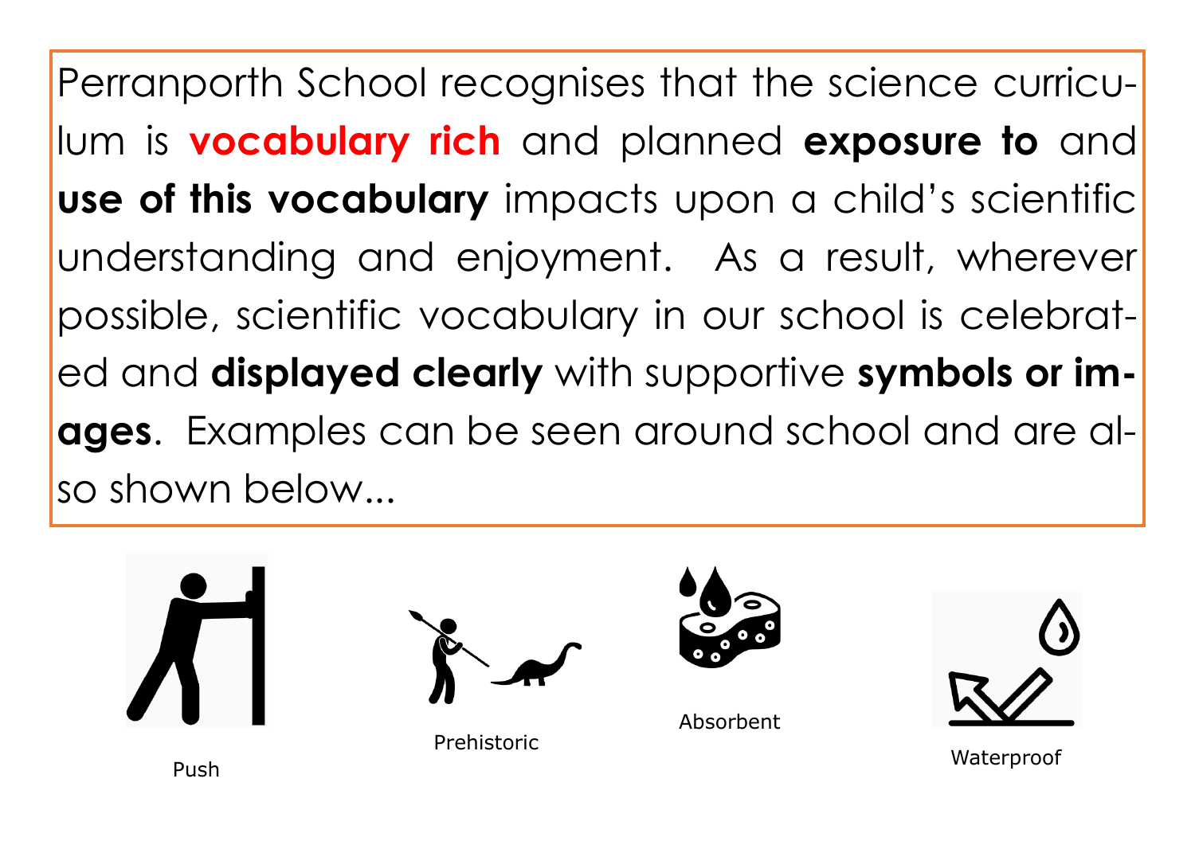Perranporth School recognises that the science curriculum is **vocabulary rich** and planned **exposure to** and **use of this vocabulary** impacts upon a child's scientific understanding and enjoyment. As a result, wherever possible, scientific vocabulary in our school is celebrated and **displayed clearly** with supportive **symbols or images**. Examples can be seen around school and are also shown below...

Push

Prehistoric

Absorbent

Waterproof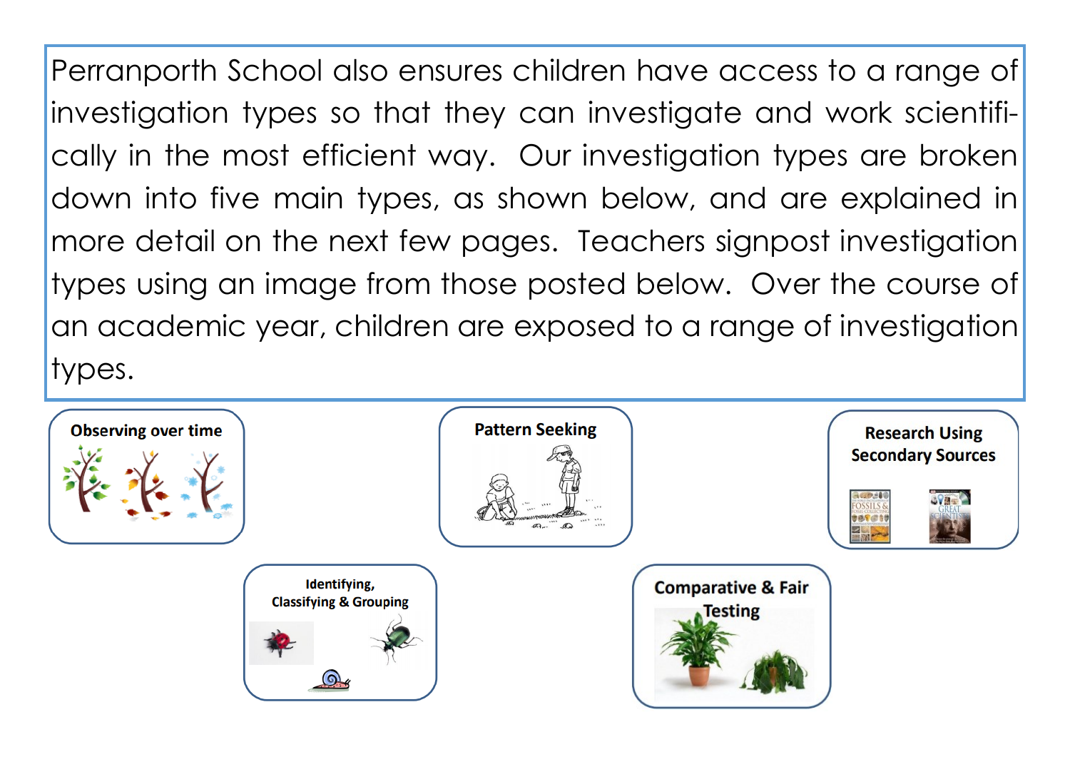Perranporth School also ensures children have access to a range of investigation types so that they can investigate and work scientifically in the most efficient way. Our investigation types are broken down into five main types, as shown below, and are explained in more detail on the next few pages. Teachers signpost investigation types using an image from those posted below. Over the course of an academic year, children are exposed to a range of investigation types.

**Observing over time**

**Pattern Seeking**

**Research Using Secondary Sources**

**Identifying, Classifying & Grouping**

**Comparative & Fair Testing**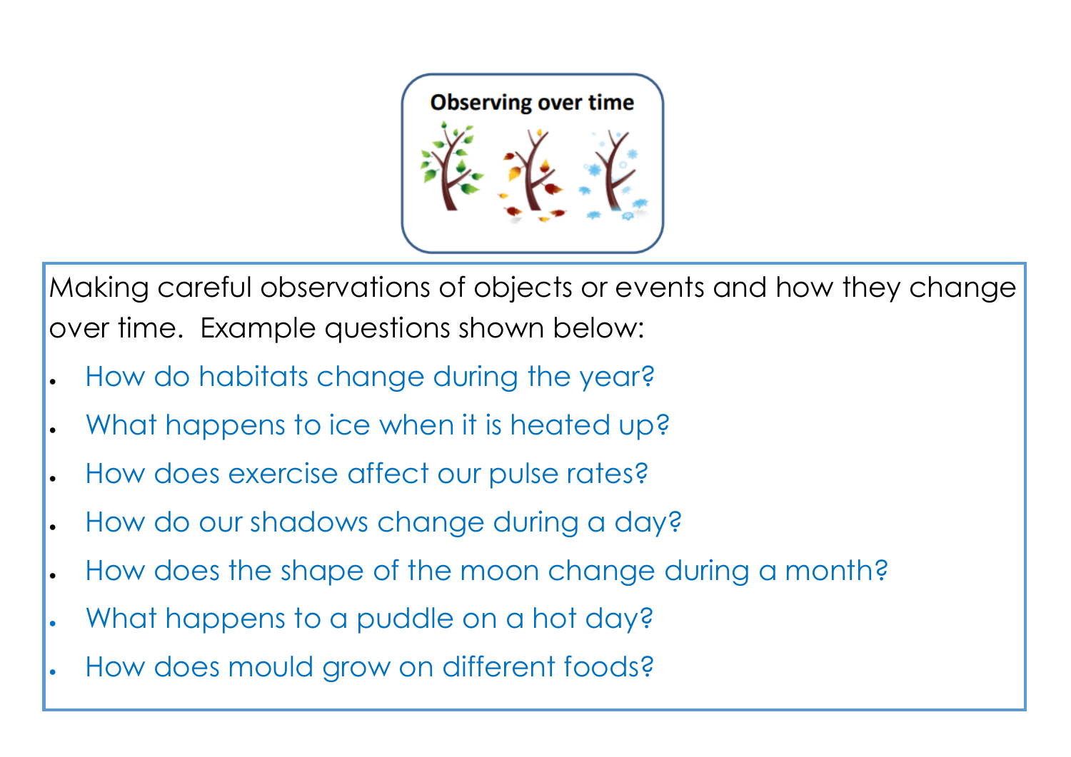## Observing over time

Making careful observations of objects or events and how they change over time. Example questions shown below:

- How do habitats change during the year?
- What happens to ice when it is heated up?
- How does exercise affect our pulse rates?
- How do our shadows change during a day?
- How does the shape of the moon change during a month?
- What happens to a puddle on a hot day?
- How does mould grow on different foods?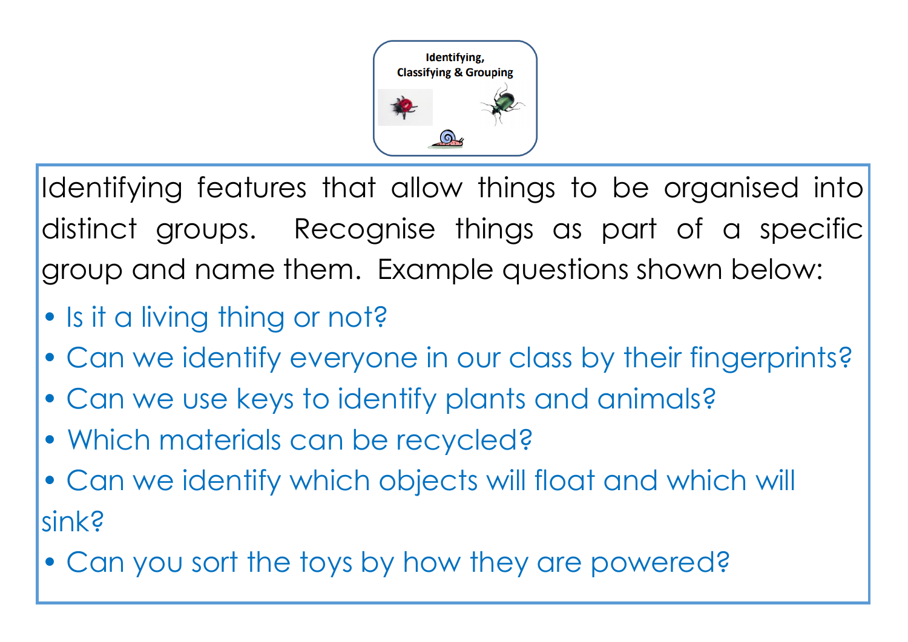## Identifying, Classifying & Grouping

Identifying features that allow things to be organised into distinct groups. Recognise things as part of a specific group and name them. Example questions shown below:

- Is it a living thing or not?
- Can we identify everyone in our class by their fingerprints?
- Can we use keys to identify plants and animals?
- Which materials can be recycled?
- Can we identify which objects will float and which will sink?
- Can you sort the toys by how they are powered?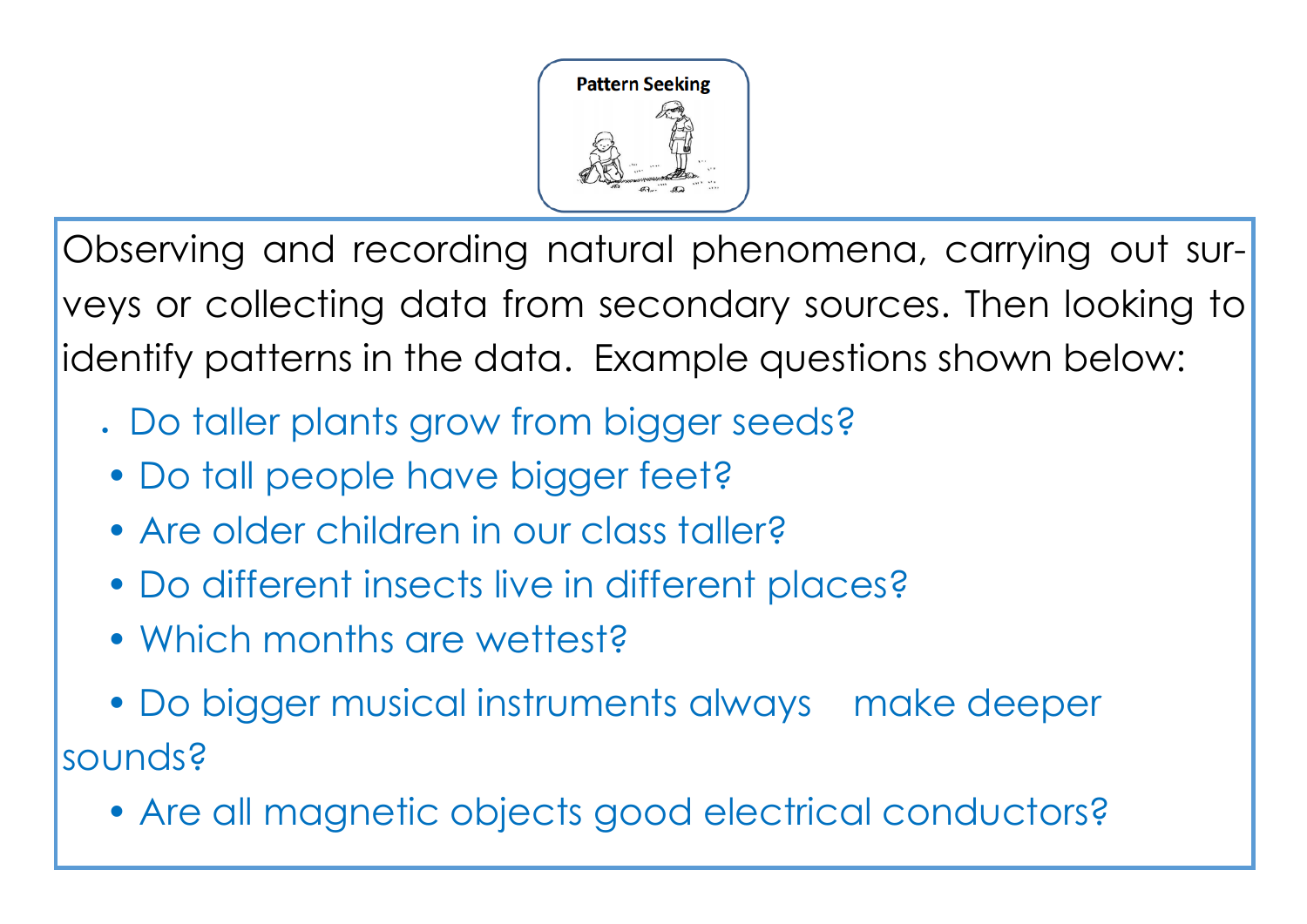## Pattern Seeking

Observing and recording natural phenomena, carrying out surveys or collecting data from secondary sources. Then looking to identify patterns in the data. Example questions shown below:

- Do taller plants grow from bigger seeds?
- Do tall people have bigger feet?
- Are older children in our class taller?
- Do different insects live in different places?
- Which months are wettest?
- Do bigger musical instruments always make deeper sounds?
- Are all magnetic objects good electrical conductors?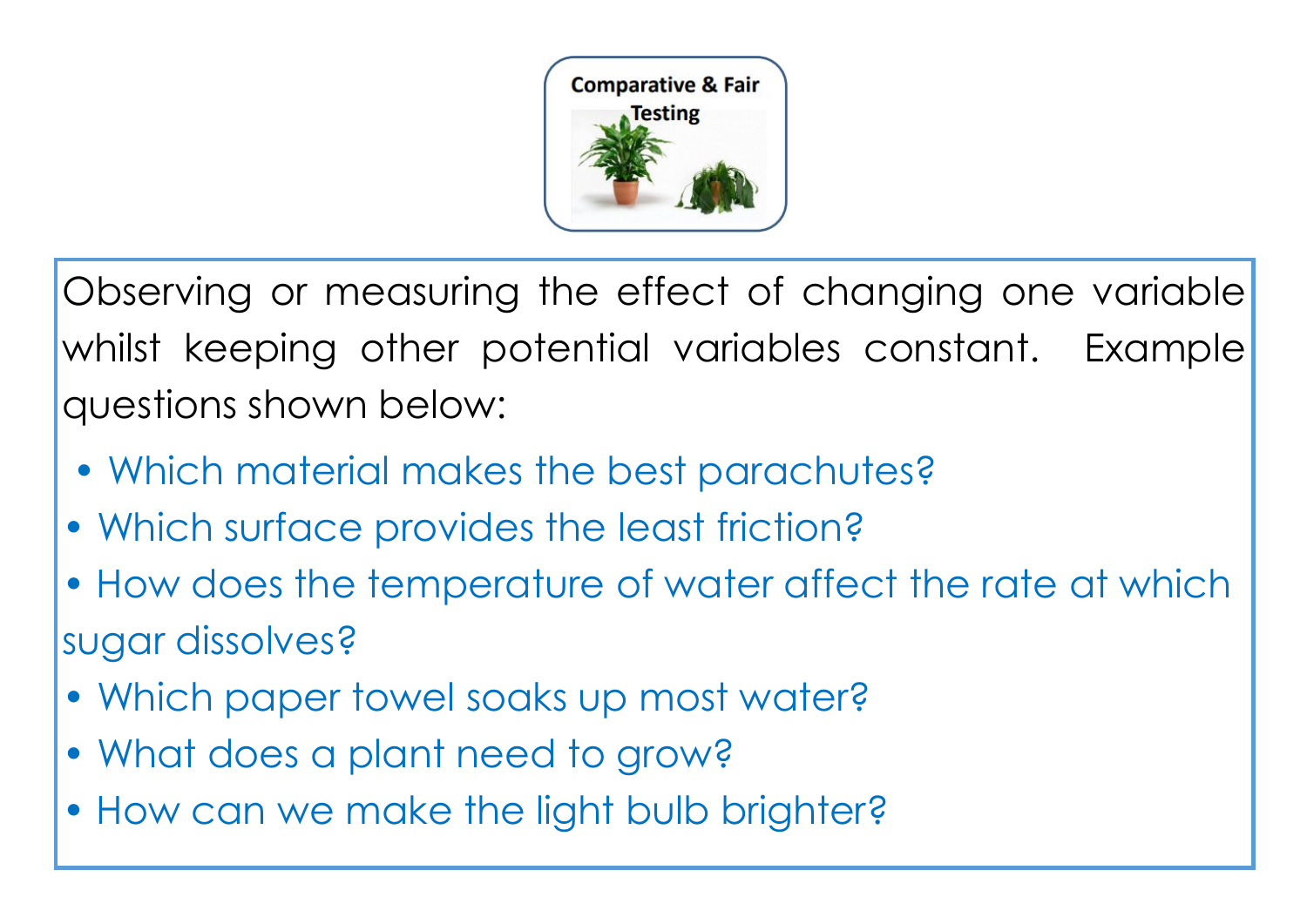## Comparative & Fair Testing

Observing or measuring the effect of changing one variable whilst keeping other potential variables constant. Example questions shown below:

- Which material makes the best parachutes?
- Which surface provides the least friction?
- How does the temperature of water affect the rate at which sugar dissolves?
- Which paper towel soaks up most water?
- What does a plant need to grow?
- How can we make the light bulb brighter?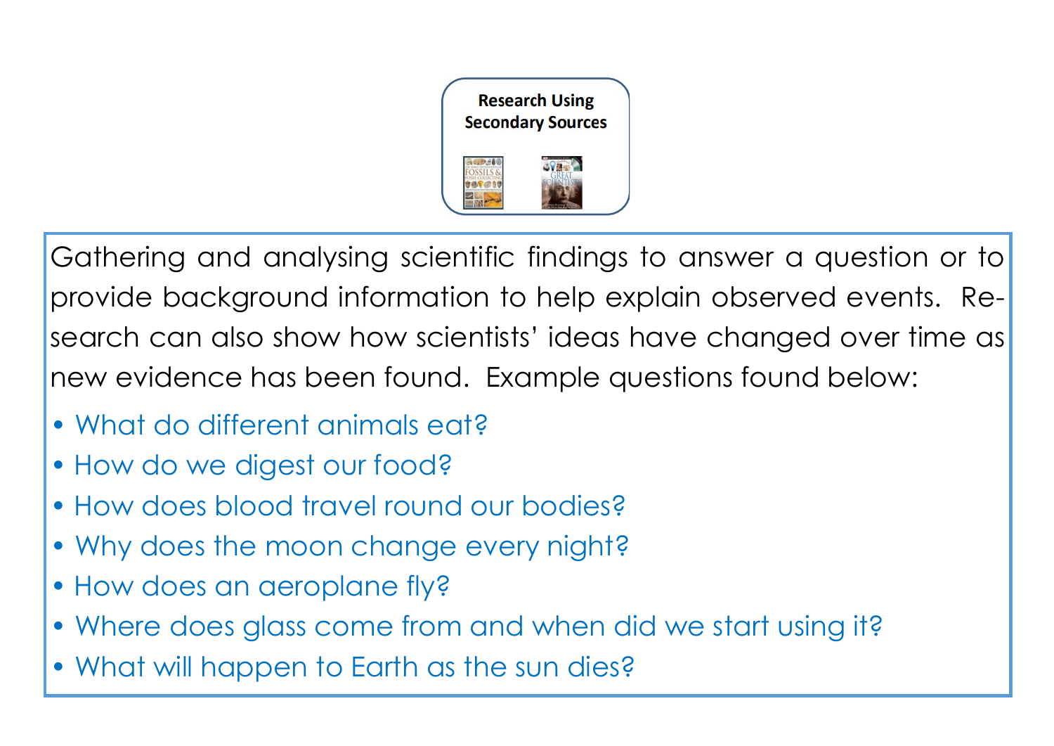## Research Using Secondary Sources

Gathering and analysing scientific findings to answer a question or to provide background information to help explain observed events. Research can also show how scientists' ideas have changed over time as new evidence has been found. Example questions found below:

- What do different animals eat?
- How do we digest our food?
- How does blood travel round our bodies?
- Why does the moon change every night?
- How does an aeroplane fly?
- Where does glass come from and when did we start using it?
- What will happen to Earth as the sun dies?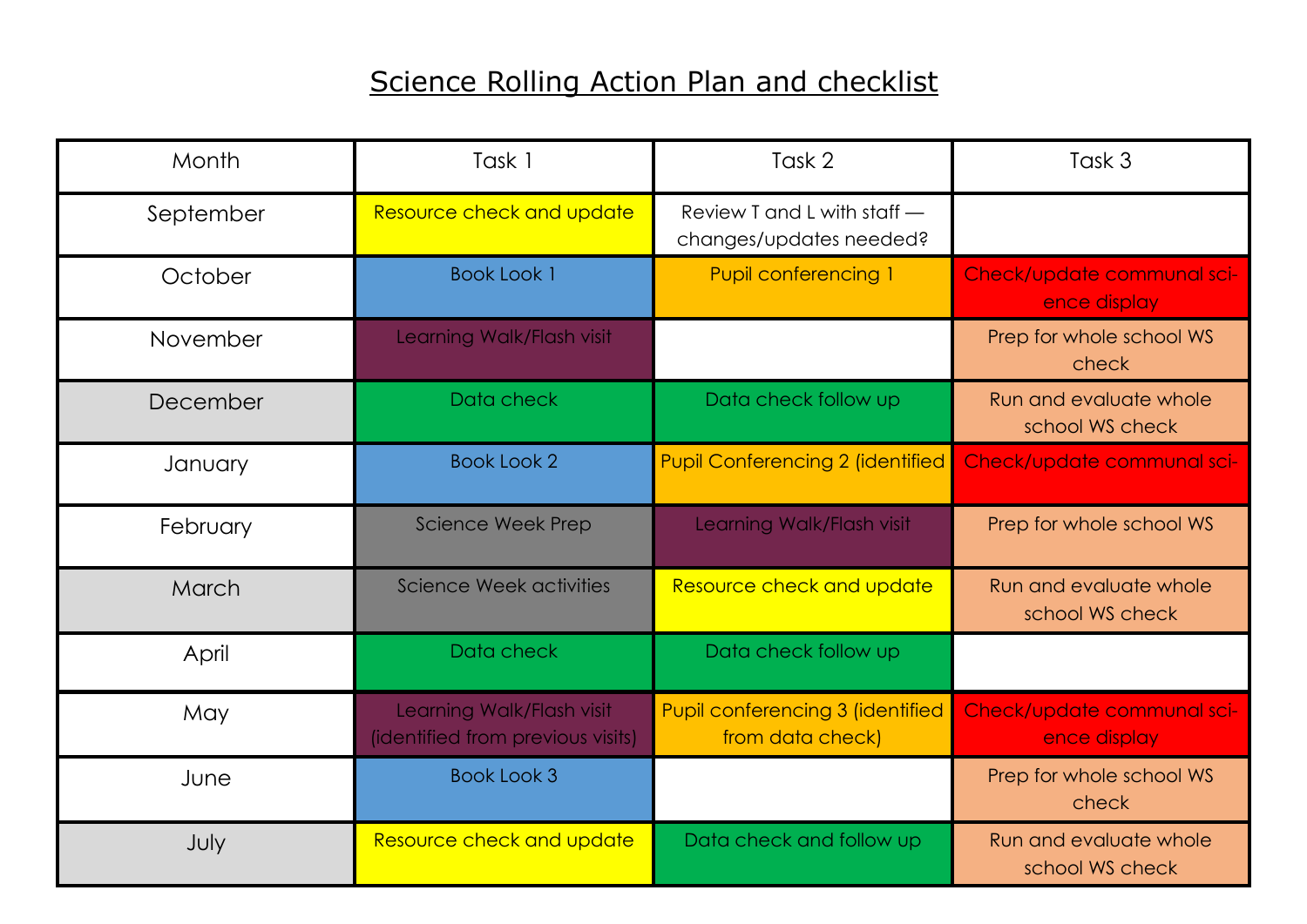# Science Rolling Action Plan and checklist

| Month | Task 1 | Task 2 | Task 3 |
|---|---|---|---|
| September | Resource check and update | Review T and L with staff — changes/updates needed? | |
| October | Book Look 1 | Pupil conferencing 1 | Check/update communal science display |
| November | Learning Walk/Flash visit | | Prep for whole school WS check |
| December | Data check | Data check follow up | Run and evaluate whole school WS check |
| January | Book Look 2 | Pupil Conferencing 2 (identified | Check/update communal sci- |
| February | Science Week Prep | Learning Walk/Flash visit | Prep for whole school WS |
| March | Science Week activities | Resource check and update | Run and evaluate whole school WS check |
| April | Data check | Data check follow up | |
| May | Learning Walk/Flash visit (identified from previous visits) | Pupil conferencing 3 (identified from data check) | Check/update communal science display |
| June | Book Look 3 | | Prep for whole school WS check |
| July | Resource check and update | Data check and follow up | Run and evaluate whole school WS check |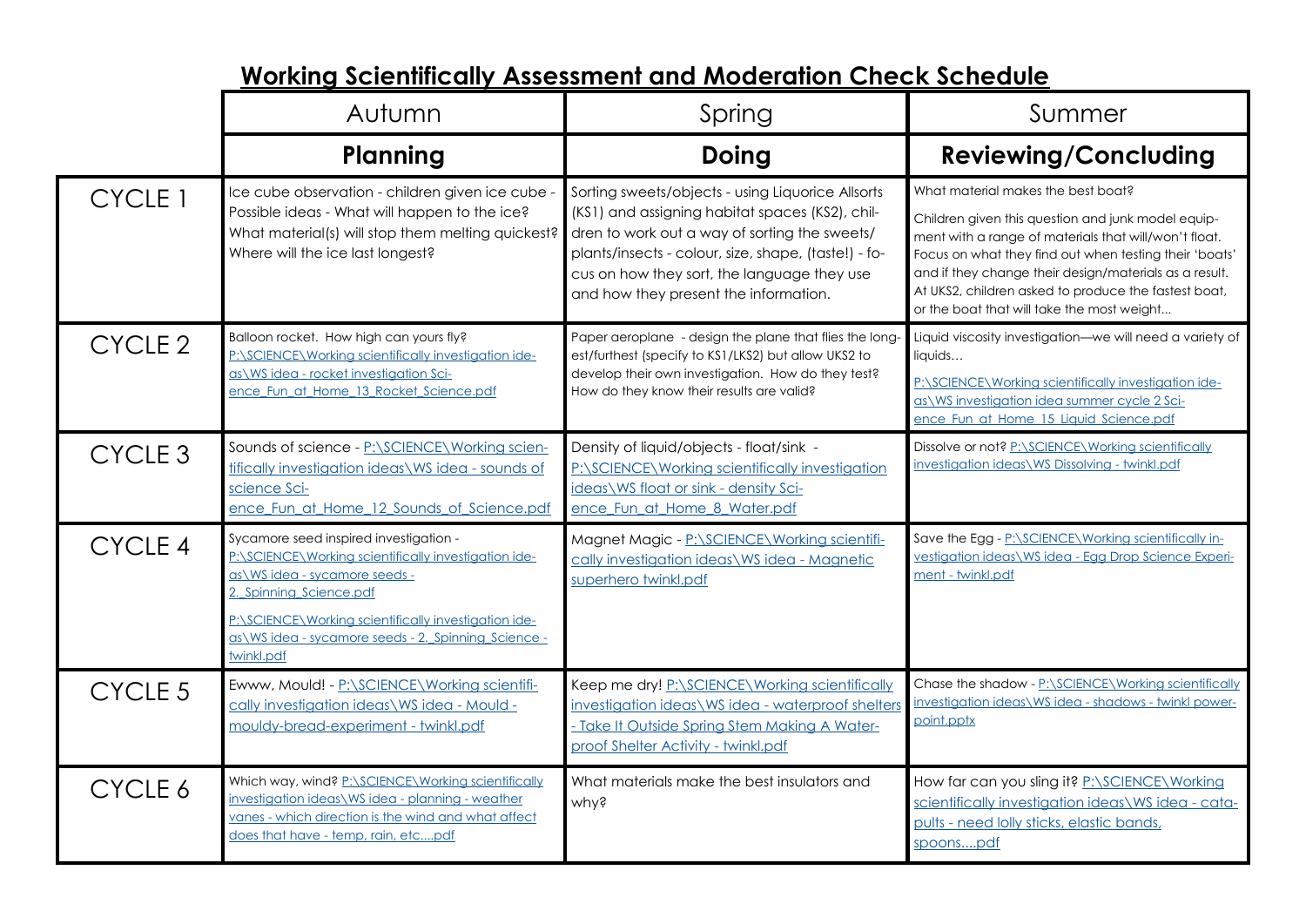# Working Scientifically Assessment and Moderation Check Schedule

| | Autumn | Spring | Summer |
|---|---|---|---|
| | **Planning** | **Doing** | **Reviewing/Concluding** |
| CYCLE 1 | Ice cube observation - children given ice cube - Possible ideas - What will happen to the ice? What material(s) will stop them melting quickest? Where will the ice last longest? | Sorting sweets/objects - using Liquorice Allsorts (KS1) and assigning habitat spaces (KS2), children to work out a way of sorting the sweets/ plants/insects - colour, size, shape, (taste!) - focus on how they sort, the language they use and how they present the information. | What material makes the best boat? Children given this question and junk model equipment with a range of materials that will/won't float. Focus on what they find out when testing their 'boats' and if they change their design/materials as a result. At UKS2, children asked to produce the fastest boat, or the boat that will take the most weight... |
| CYCLE 2 | Balloon rocket. How high can yours fly? P:\SCIENCE\Working scientifically investigation ideas\WS idea - rocket investigation Science_Fun_at_Home_13_Rocket_Science.pdf | Paper aeroplane - design the plane that flies the longest/furthest (specify to KS1/LKS2) but allow UKS2 to develop their own investigation. How do they test? How do they know their results are valid? | Liquid viscosity investigation—we will need a variety of liquids… P:\SCIENCE\Working scientifically investigation ideas\WS investigation idea summer cycle 2 Science_Fun_at_Home_15_Liquid_Science.pdf |
| CYCLE 3 | Sounds of science - P:\SCIENCE\Working scientifically investigation ideas\WS idea - sounds of science Science_Fun_at_Home_12_Sounds_of_Science.pdf | Density of liquid/objects - float/sink - P:\SCIENCE\Working scientifically investigation ideas\WS float or sink - density Science_Fun_at_Home_8_Water.pdf | Dissolve or not? P:\SCIENCE\Working scientifically investigation ideas\WS Dissolving - twinkl.pdf |
| CYCLE 4 | Sycamore seed inspired investigation - P:\SCIENCE\Working scientifically investigation ideas\WS idea - sycamore seeds - 2._Spinning_Science.pdf P:\SCIENCE\Working scientifically investigation ideas\WS idea - sycamore seeds - 2._Spinning_Science - twinkl.pdf | Magnet Magic - P:\SCIENCE\Working scientifically investigation ideas\WS idea - Magnetic superhero twinkl.pdf | Save the Egg - P:\SCIENCE\Working scientifically investigation ideas\WS idea - Egg Drop Science Experiment - twinkl.pdf |
| CYCLE 5 | Ewww, Mould! - P:\SCIENCE\Working scientifically investigation ideas\WS idea - Mould - mouldy-bread-experiment - twinkl.pdf | Keep me dry! P:\SCIENCE\Working scientifically investigation ideas\WS idea - waterproof shelters - Take It Outside Spring Stem Making A Waterproof Shelter Activity - twinkl.pdf | Chase the shadow - P:\SCIENCE\Working scientifically investigation ideas\WS idea - shadows - twinkl powerpoint.pptx |
| CYCLE 6 | Which way, wind? P:\SCIENCE\Working scientifically investigation ideas\WS idea - planning - weather vanes - which direction is the wind and what affect does that have - temp, rain, etc....pdf | What materials make the best insulators and why? | How far can you sling it? P:\SCIENCE\Working scientifically investigation ideas\WS idea - catapults - need lolly sticks, elastic bands, spoons....pdf |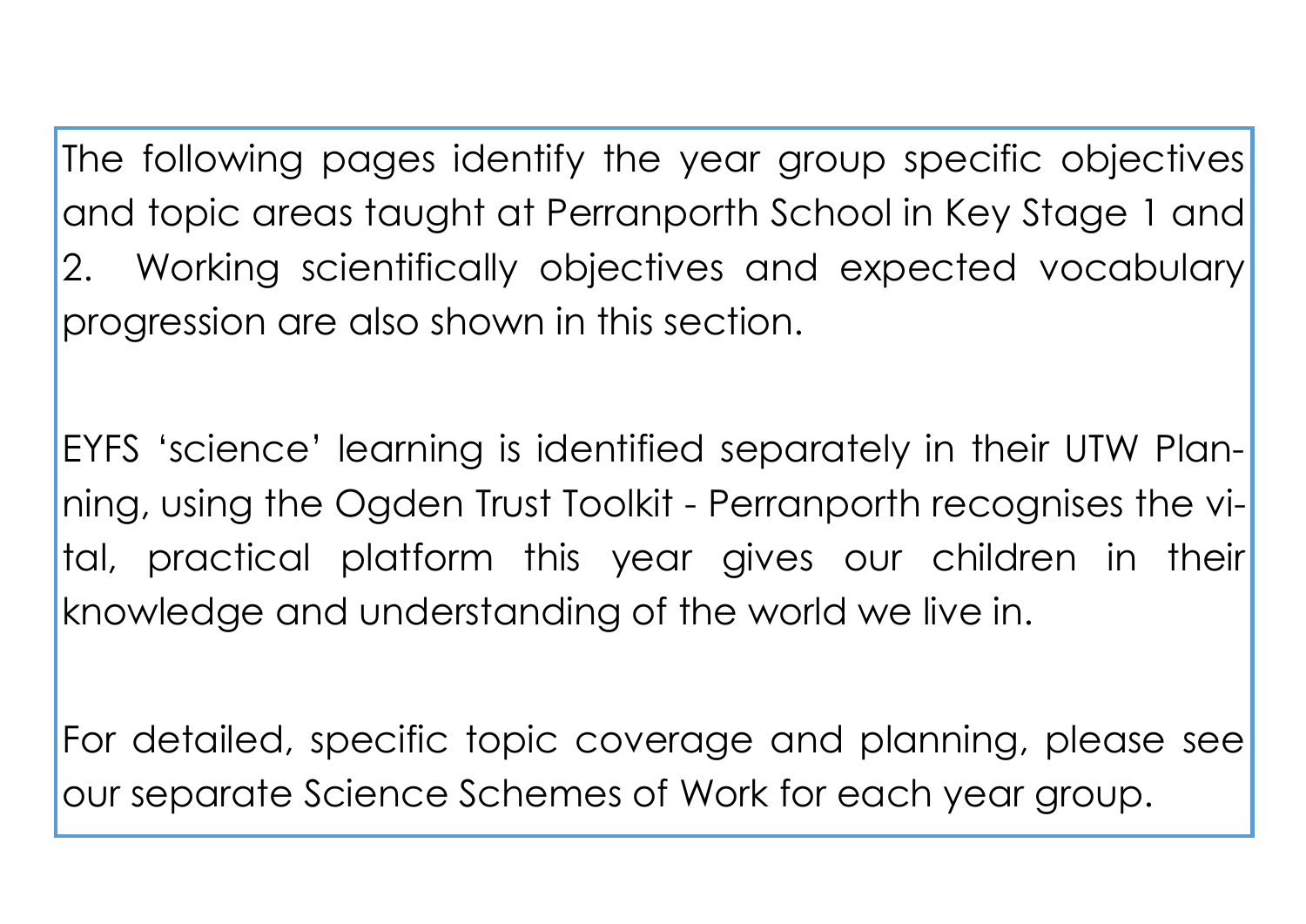The following pages identify the year group specific objectives and topic areas taught at Perranporth School in Key Stage 1 and 2. Working scientifically objectives and expected vocabulary progression are also shown in this section.

EYFS 'science' learning is identified separately in their UTW Planning, using the Ogden Trust Toolkit - Perranporth recognises the vital, practical platform this year gives our children in their knowledge and understanding of the world we live in.

For detailed, specific topic coverage and planning, please see our separate Science Schemes of Work for each year group.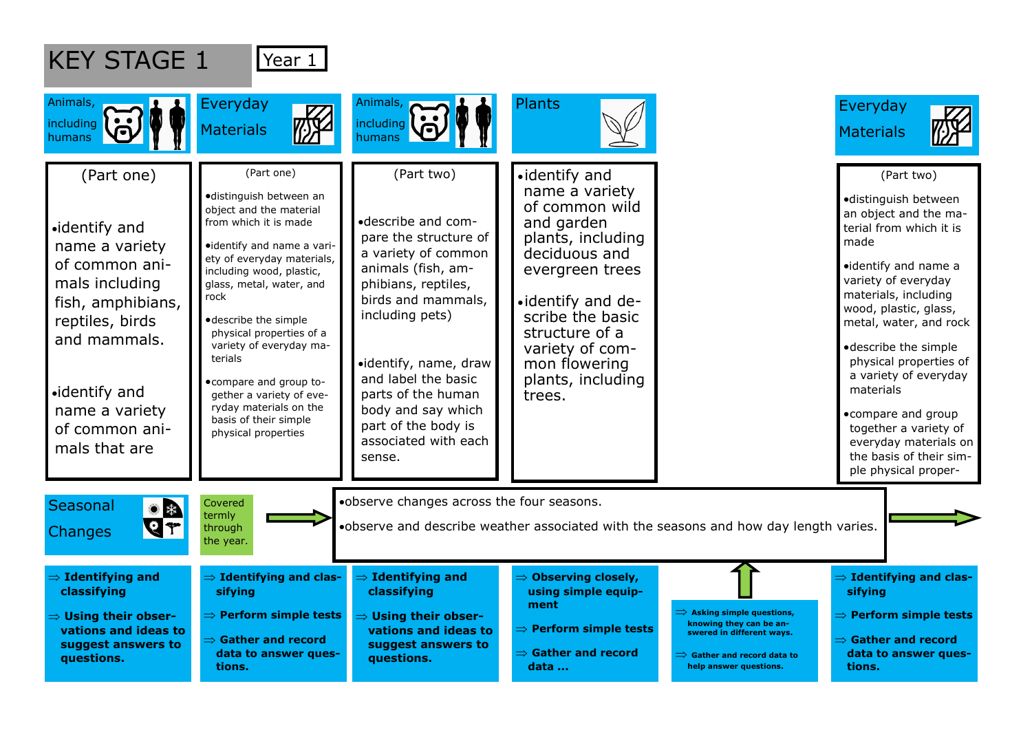# KEY STAGE 1

**Year 1**

## Animals, including humans

(Part one)

- identify and name a variety of common animals including fish, amphibians, reptiles, birds and mammals.
- identify and name a variety of common animals that are

## Everyday Materials

(Part one)

- distinguish between an object and the material from which it is made
- identify and name a variety of everyday materials, including wood, plastic, glass, metal, water, and rock
- describe the simple physical properties of a variety of everyday materials
- compare and group together a variety of everyday materials on the basis of their simple physical properties

## Animals, including humans

(Part two)

- describe and compare the structure of a variety of common animals (fish, amphibians, reptiles, birds and mammals, including pets)
- identify, name, draw and label the basic parts of the human body and say which part of the body is associated with each sense.

## Plants

- identify and name a variety of common wild and garden plants, including deciduous and evergreen trees
- identify and describe the basic structure of a variety of common flowering plants, including trees.

## Everyday Materials

(Part two)

- distinguish between an object and the material from which it is made
- identify and name a variety of everyday materials, including wood, plastic, glass, metal, water, and rock
- describe the simple physical properties of a variety of everyday materials
- compare and group together a variety of everyday materials on the basis of their simple physical proper-

## Seasonal Changes

Covered termly through the year.

- observe changes across the four seasons.
- observe and describe weather associated with the seasons and how day length varies.

---

**Animals, including humans (Part one):**

- ⇒ **Identifying and classifying**
- ⇒ **Using their observations and ideas to suggest answers to questions.**

**Everyday Materials (Part one):**

- ⇒ **Identifying and classifying**
- ⇒ **Perform simple tests**
- ⇒ **Gather and record data to answer questions.**

**Animals, including humans (Part two):**

- ⇒ **Identifying and classifying**
- ⇒ **Using their observations and ideas to suggest answers to questions.**

**Plants:**

- ⇒ **Observing closely, using simple equipment**
- ⇒ **Perform simple tests**
- ⇒ **Gather and record data ...**

**Seasonal Changes:**

- ⇒ **Asking simple questions, knowing they can be answered in different ways.**
- ⇒ **Gather and record data to help answer questions.**

**Everyday Materials (Part two):**

- ⇒ **Identifying and classifying**
- ⇒ **Perform simple tests**
- ⇒ **Gather and record data to answer questions.**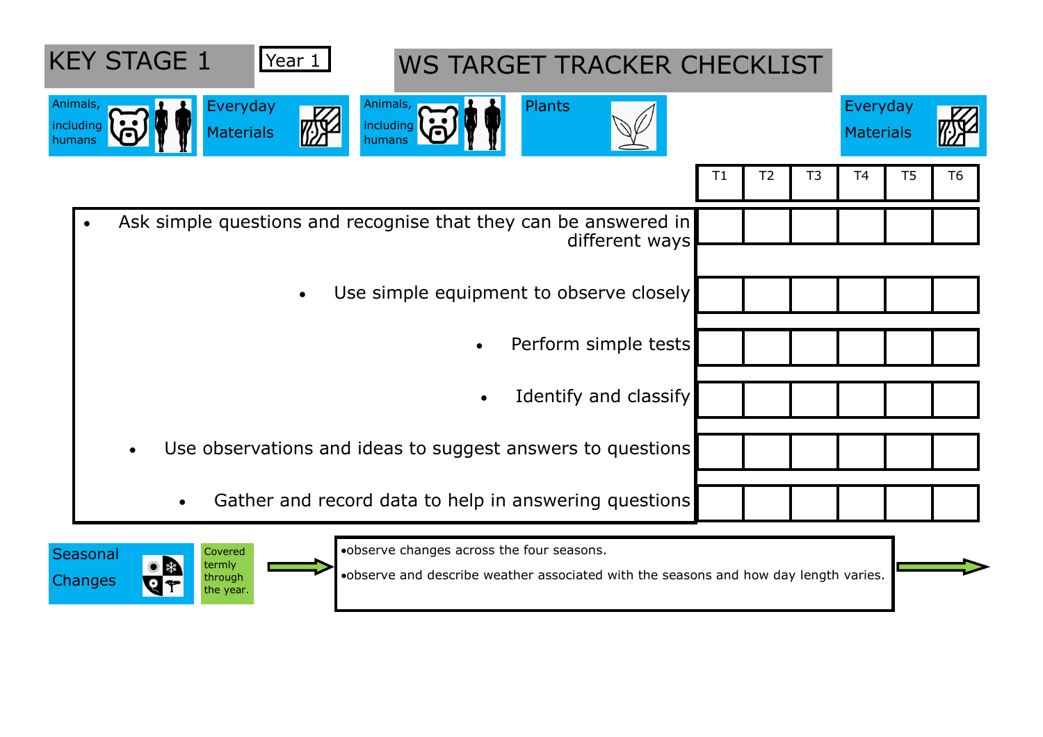# KEY STAGE 1

Year 1

# WS TARGET TRACKER CHECKLIST

Animals, including humans | Everyday Materials | Animals, including humans | Plants | Everyday Materials

| | T1 | T2 | T3 | T4 | T5 | T6 |
|---|---|---|---|---|---|---|
| • Ask simple questions and recognise that they can be answered in different ways | | | | | | |
| • Use simple equipment to observe closely | | | | | | |
| • Perform simple tests | | | | | | |
| • Identify and classify | | | | | | |
| • Use observations and ideas to suggest answers to questions | | | | | | |
| • Gather and record data to help in answering questions | | | | | | |

Seasonal Changes

Covered termly through the year.

- observe changes across the four seasons.
- observe and describe weather associated with the seasons and how day length varies.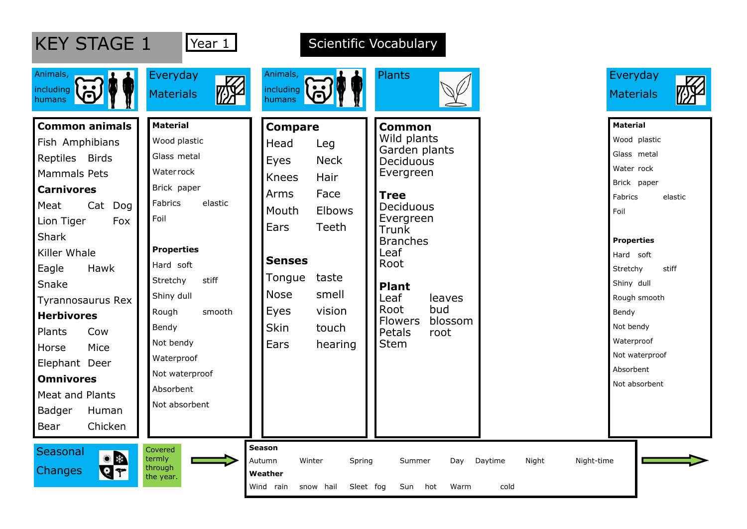# KEY STAGE 1

Year 1

## Scientific Vocabulary

### Animals, including humans

**Common animals**

Fish Amphibians
Reptiles Birds
Mammals Pets

**Carnivores**

Meat Cat Dog
Lion Tiger Fox
Shark
Killer Whale
Eagle Hawk
Snake
Tyrannosaurus Rex

**Herbivores**

Plants Cow
Horse Mice
Elephant Deer

**Omnivores**

Meat and Plants
Badger Human
Bear Chicken

### Everyday Materials

**Material**

Wood plastic
Glass metal
Water rock
Brick paper
Fabrics elastic
Foil

**Properties**

Hard soft
Stretchy stiff
Shiny dull
Rough smooth
Bendy
Not bendy
Waterproof
Not waterproof
Absorbent
Not absorbent

### Animals, including humans

**Compare**

Head Leg
Eyes Neck
Knees Hair
Arms Face
Mouth Elbows
Ears Teeth

**Senses**

Tongue taste
Nose smell
Eyes vision
Skin touch
Ears hearing

### Plants

**Common**

Wild plants
Garden plants
Deciduous
Evergreen

**Tree**

Deciduous
Evergreen
Trunk
Branches
Leaf
Root

**Plant**

Leaf leaves
Root bud
Flowers blossom
Petals root
Stem

### Everyday Materials

**Material**

Wood plastic
Glass metal
Water rock
Brick paper
Fabrics elastic
Foil

**Properties**

Hard soft
Stretchy stiff
Shiny dull
Rough smooth
Bendy
Not bendy
Waterproof
Not waterproof
Absorbent
Not absorbent

### Seasonal Changes

Covered termly through the year.

**Season**

Autumn Winter Spring Summer Day Daytime Night Night-time

**Weather**

Wind rain snow hail Sleet fog Sun hot Warm cold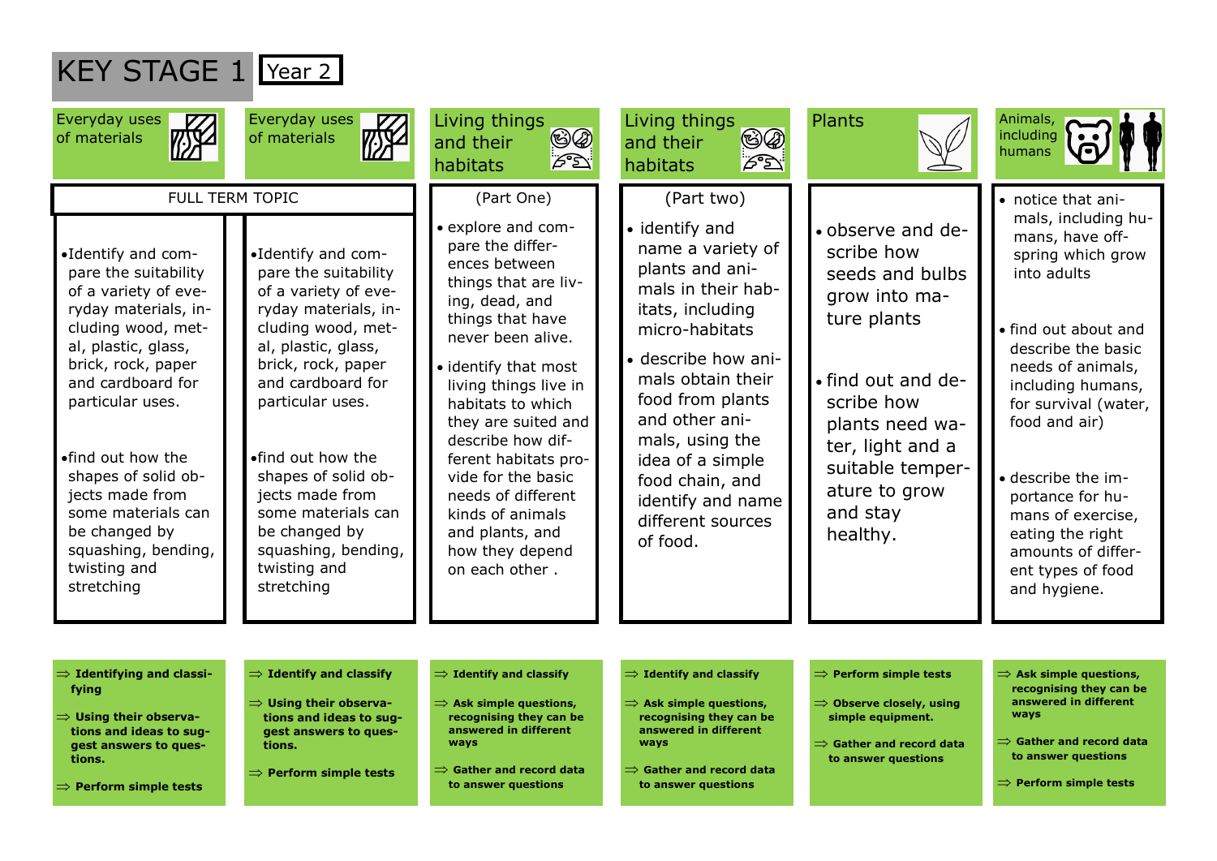# KEY STAGE 1 Year 2

| Everyday uses of materials | Everyday uses of materials | Living things and their habitats | Living things and their habitats | Plants | Animals, including humans |
|---|---|---|---|---|---|
| FULL TERM TOPIC | | (Part One) | (Part two) | | |
| • Identify and compare the suitability of a variety of everyday materials, including wood, metal, plastic, glass, brick, rock, paper and cardboard for particular uses.<br><br>• find out how the shapes of solid objects made from some materials can be changed by squashing, bending, twisting and stretching | • Identify and compare the suitability of a variety of everyday materials, including wood, metal, plastic, glass, brick, rock, paper and cardboard for particular uses.<br><br>• find out how the shapes of solid objects made from some materials can be changed by squashing, bending, twisting and stretching | • explore and compare the differences between things that are living, dead, and things that have never been alive.<br><br>• identify that most living things live in habitats to which they are suited and describe how different habitats provide for the basic needs of different kinds of animals and plants, and how they depend on each other . | • identify and name a variety of plants and animals in their habitats, including micro-habitats<br><br>• describe how animals obtain their food from plants and other animals, using the idea of a simple food chain, and identify and name different sources of food. | • observe and describe how seeds and bulbs grow into mature plants<br><br>• find out and describe how plants need water, light and a suitable temperature to grow and stay healthy. | • notice that animals, including humans, have offspring which grow into adults<br><br>• find out about and describe the basic needs of animals, including humans, for survival (water, food and air)<br><br>• describe the importance for humans of exercise, eating the right amounts of different types of food and hygiene. |
| ⇒ **Identifying and classifying**<br><br>⇒ **Using their observations and ideas to suggest answers to questions.**<br><br>⇒ **Perform simple tests** | ⇒ **Identify and classify**<br><br>⇒ **Using their observations and ideas to suggest answers to questions.**<br><br>⇒ **Perform simple tests** | ⇒ **Identify and classify**<br><br>⇒ **Ask simple questions, recognising they can be answered in different ways**<br><br>⇒ **Gather and record data to answer questions** | ⇒ **Identify and classify**<br><br>⇒ **Ask simple questions, recognising they can be answered in different ways**<br><br>⇒ **Gather and record data to answer questions** | ⇒ **Perform simple tests**<br><br>⇒ **Observe closely, using simple equipment.**<br><br>⇒ **Gather and record data to answer questions** | ⇒ **Ask simple questions, recognising they can be answered in different ways**<br><br>⇒ **Gather and record data to answer questions**<br><br>⇒ **Perform simple tests** |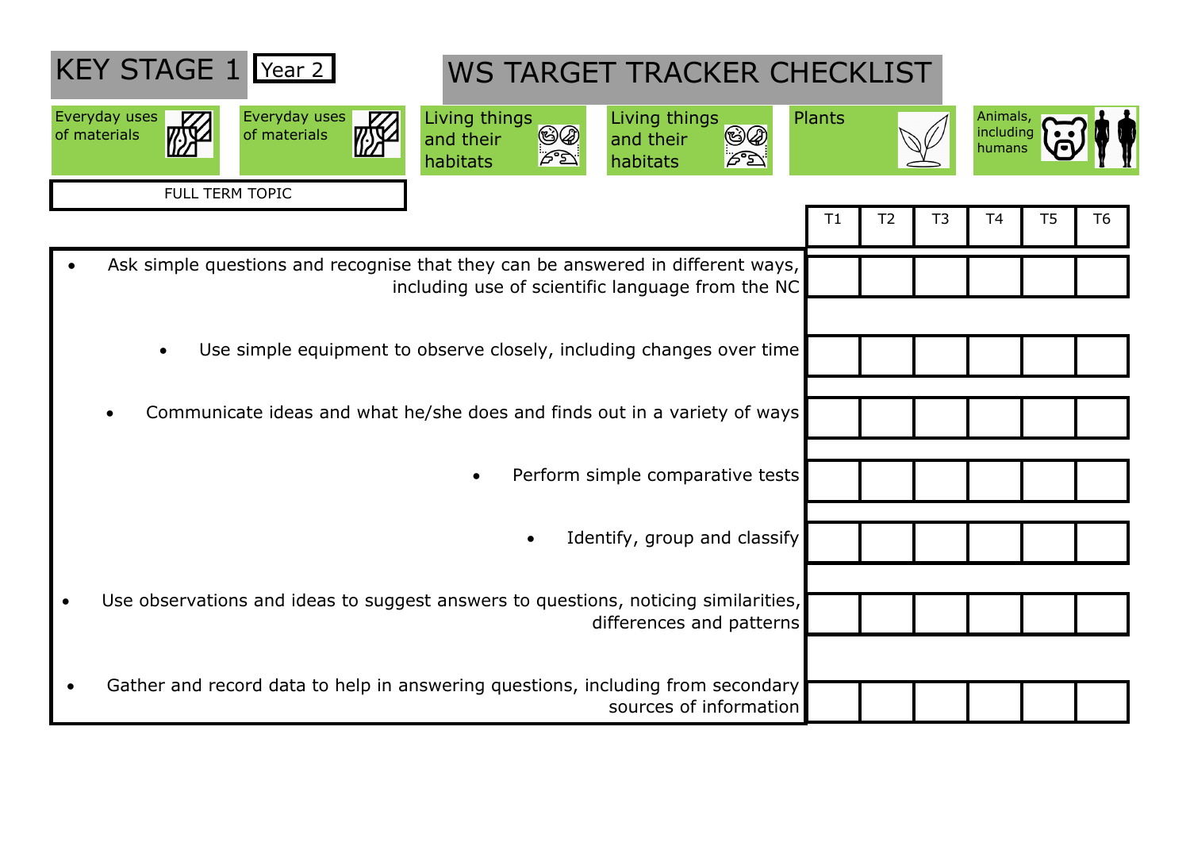# KEY STAGE 1 Year 2

# WS TARGET TRACKER CHECKLIST

| Everyday uses of materials | Everyday uses of materials | Living things and their habitats | Living things and their habitats | Plants | Animals, including humans |
|---|---|---|---|---|---|

FULL TERM TOPIC

| | T1 | T2 | T3 | T4 | T5 | T6 |
|---|---|---|---|---|---|---|
| Ask simple questions and recognise that they can be answered in different ways, including use of scientific language from the NC | | | | | | |
| Use simple equipment to observe closely, including changes over time | | | | | | |
| Communicate ideas and what he/she does and finds out in a variety of ways | | | | | | |
| Perform simple comparative tests | | | | | | |
| Identify, group and classify | | | | | | |
| Use observations and ideas to suggest answers to questions, noticing similarities, differences and patterns | | | | | | |
| Gather and record data to help in answering questions, including from secondary sources of information | | | | | | |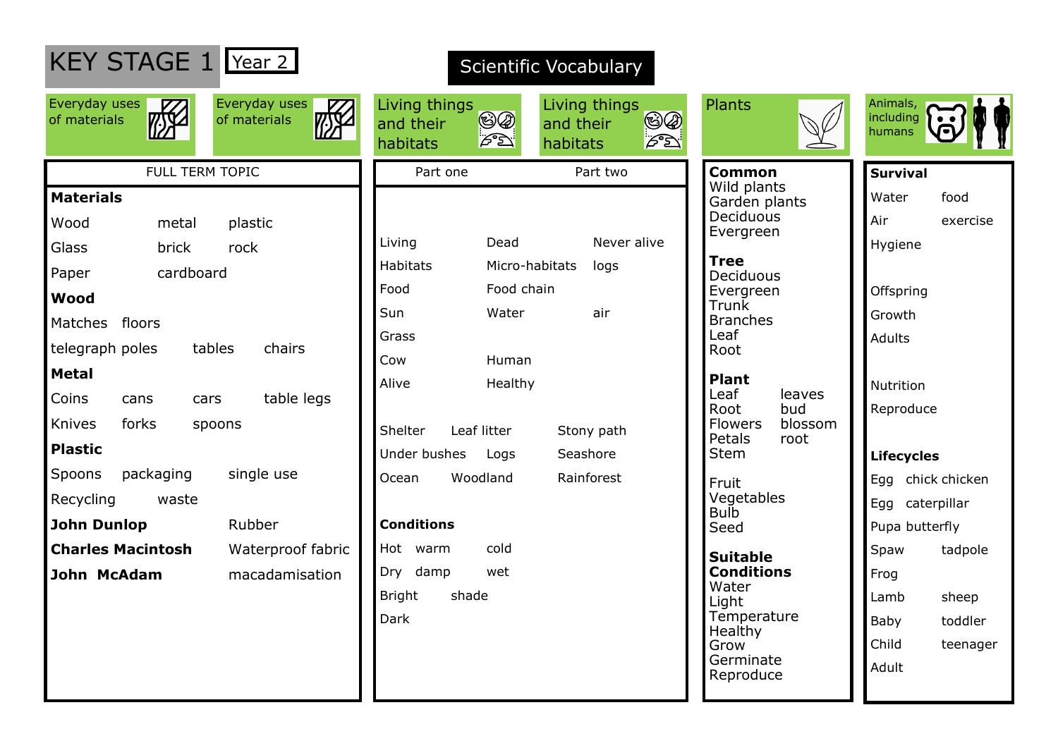# KEY STAGE 1 Year 2

## Scientific Vocabulary

## Everyday uses of materials

FULL TERM TOPIC

**Materials**

Wood metal plastic

Glass brick rock

Paper cardboard

**Wood**

Matches floors

telegraph poles tables chairs

**Metal**

Coins cans cars table legs

Knives forks spoons

**Plastic**

Spoons packaging single use

Recycling waste

**John Dunlop** Rubber

**Charles Macintosh** Waterproof fabric

**John McAdam** macadamisation

## Living things and their habitats

Part one | Part two

Living Dead Never alive

Habitats Micro-habitats logs

Food Food chain

Sun Water air

Grass

Cow Human

Alive Healthy

Shelter Leaf litter Stony path

Under bushes Logs Seashore

Ocean Woodland Rainforest

**Conditions**

Hot warm cold

Dry damp wet

Bright shade

Dark

## Plants

**Common**

Wild plants

Garden plants

Deciduous

Evergreen

**Tree**

Deciduous

Evergreen

Trunk

Branches

Leaf

Root

**Plant**

Leaf leaves

Root bud

Flowers blossom

Petals root

Stem

Fruit

Vegetables

Bulb

Seed

**Suitable Conditions**

Water

Light

Temperature

Healthy

Grow

Germinate

Reproduce

## Animals, including humans

**Survival**

Water food

Air exercise

Hygiene

Offspring

Growth

Adults

Nutrition

Reproduce

**Lifecycles**

Egg chick chicken

Egg caterpillar

Pupa butterfly

Spaw tadpole

Frog

Lamb sheep

Baby toddler

Child teenager

Adult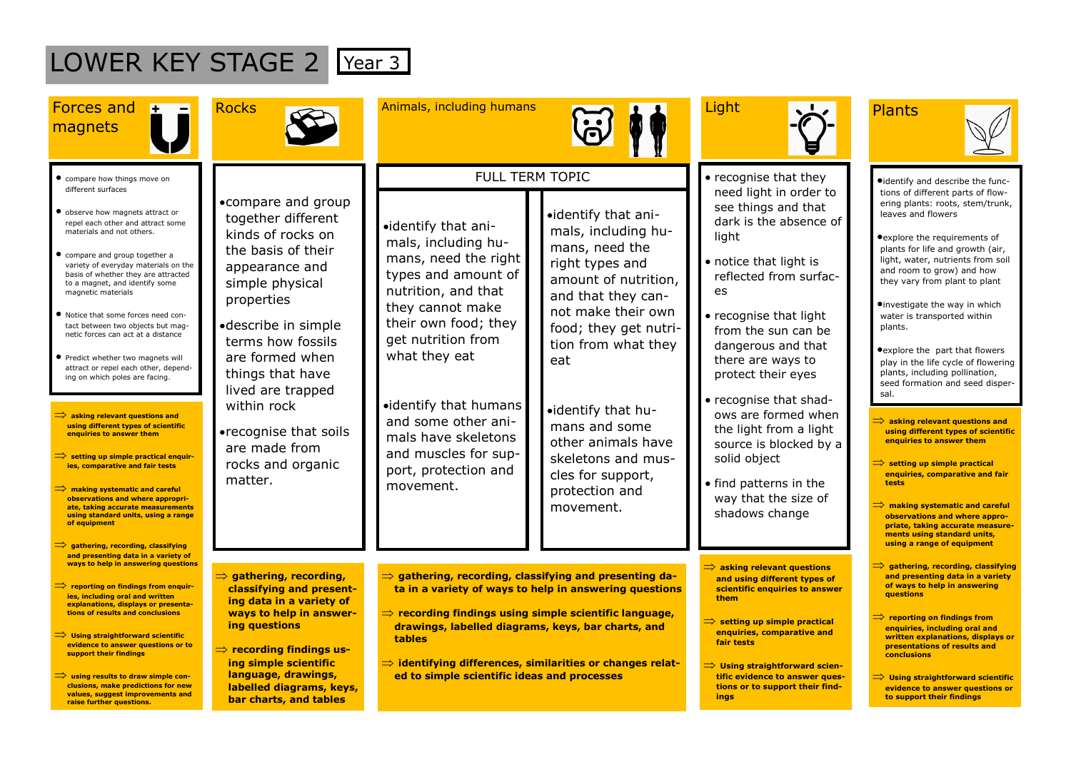# LOWER KEY STAGE 2

Year 3

## Forces and magnets

- compare how things move on different surfaces
- observe how magnets attract or repel each other and attract some materials and not others.
- compare and group together a variety of everyday materials on the basis of whether they are attracted to a magnet, and identify some magnetic materials
- Notice that some forces need contact between two objects but magnetic forces can act at a distance
- Predict whether two magnets will attract or repel each other, depending on which poles are facing.

⇒ **asking relevant questions and using different types of scientific enquiries to answer them**

⇒ **setting up simple practical enquiries, comparative and fair tests**

⇒ **making systematic and careful observations and where appropriate, taking accurate measurements using standard units, using a range of equipment**

⇒ **gathering, recording, classifying and presenting data in a variety of ways to help in answering questions**

⇒ **reporting on findings from enquiries, including oral and written explanations, displays or presentations of results and conclusions**

⇒ **Using straightforward scientific evidence to answer questions or to support their findings**

⇒ **using results to draw simple conclusions, make predictions for new values, suggest improvements and raise further questions.**

## Rocks

- compare and group together different kinds of rocks on the basis of their appearance and simple physical properties
- describe in simple terms how fossils are formed when things that have lived are trapped within rock
- recognise that soils are made from rocks and organic matter.

⇒ **gathering, recording, classifying and presenting data in a variety of ways to help in answering questions**

⇒ **recording findings using simple scientific language, drawings, labelled diagrams, keys, bar charts, and tables**

## Animals, including humans

FULL TERM TOPIC

- identify that animals, including humans, need the right types and amount of nutrition, and that they cannot make their own food; they get nutrition from what they eat
- identify that humans and some other animals have skeletons and muscles for support, protection and movement.

- identify that animals, including humans, need the right types and amount of nutrition, and that they cannot make their own food; they get nutrition from what they eat
- identify that humans and some other animals have skeletons and muscles for support, protection and movement.

⇒ **gathering, recording, classifying and presenting data in a variety of ways to help in answering questions**

⇒ **recording findings using simple scientific language, drawings, labelled diagrams, keys, bar charts, and tables**

⇒ **identifying differences, similarities or changes related to simple scientific ideas and processes**

## Light

- recognise that they need light in order to see things and that dark is the absence of light
- notice that light is reflected from surfaces
- recognise that light from the sun can be dangerous and that there are ways to protect their eyes
- recognise that shadows are formed when the light from a light source is blocked by a solid object
- find patterns in the way that the size of shadows change

⇒ **asking relevant questions and using different types of scientific enquiries to answer them**

⇒ **setting up simple practical enquiries, comparative and fair tests**

⇒ **Using straightforward scientific evidence to answer questions or to support their findings**

## Plants

- identify and describe the functions of different parts of flowering plants: roots, stem/trunk, leaves and flowers
- explore the requirements of plants for life and growth (air, light, water, nutrients from soil and room to grow) and how they vary from plant to plant
- investigate the way in which water is transported within plants.
- explore the part that flowers play in the life cycle of flowering plants, including pollination, seed formation and seed dispersal.

⇒ **asking relevant questions and using different types of scientific enquiries to answer them**

⇒ **setting up simple practical enquiries, comparative and fair tests**

⇒ **making systematic and careful observations and where appropriate, taking accurate measurements using standard units, using a range of equipment**

⇒ **gathering, recording, classifying and presenting data in a variety of ways to help in answering questions**

⇒ **reporting on findings from enquiries, including oral and written explanations, displays or presentations of results and conclusions**

⇒ **Using straightforward scientific evidence to answer questions or to support their findings**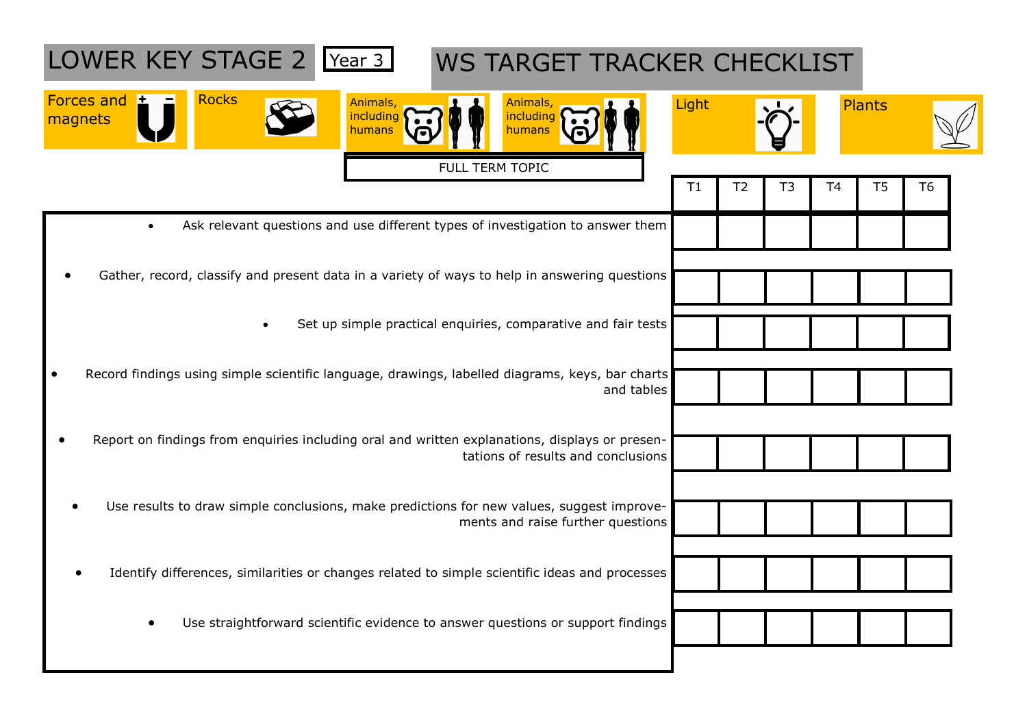# LOWER KEY STAGE 2

Year 3

# WS TARGET TRACKER CHECKLIST

Forces and magnets | Rocks | Animals, including humans | Animals, including humans | Light | Plants

FULL TERM TOPIC

| | T1 | T2 | T3 | T4 | T5 | T6 |
|---|---|---|---|---|---|---|
| • Ask relevant questions and use different types of investigation to answer them | | | | | | |
| • Gather, record, classify and present data in a variety of ways to help in answering questions | | | | | | |
| • Set up simple practical enquiries, comparative and fair tests | | | | | | |
| • Record findings using simple scientific language, drawings, labelled diagrams, keys, bar charts and tables | | | | | | |
| • Report on findings from enquiries including oral and written explanations, displays or presentations of results and conclusions | | | | | | |
| • Use results to draw simple conclusions, make predictions for new values, suggest improvements and raise further questions | | | | | | |
| • Identify differences, similarities or changes related to simple scientific ideas and processes | | | | | | |
| • Use straightforward scientific evidence to answer questions or support findings | | | | | | |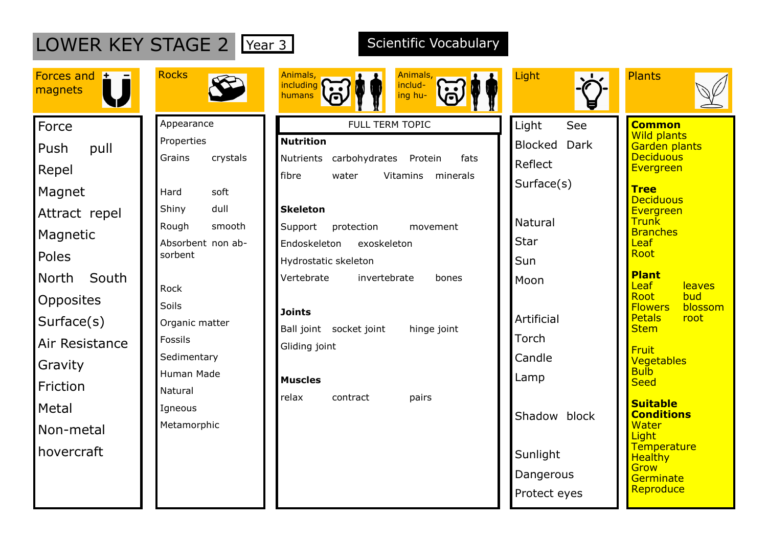# LOWER KEY STAGE 2

**Year 3**

**Scientific Vocabulary**

## Forces and magnets

Force
Push pull
Repel
Magnet
Attract repel
Magnetic
Poles
North South
Opposites
Surface(s)
Air Resistance
Gravity
Friction
Metal
Non-metal
hovercraft

## Rocks

Appearance
Properties
Grains crystals

Hard soft
Shiny dull
Rough smooth
Absorbent non absorbent

Rock
Soils
Organic matter
Fossils
Sedimentary
Human Made
Natural
Igneous
Metamorphic

## Animals, including humans

FULL TERM TOPIC

**Nutrition**

Nutrients carbohydrates Protein fats
fibre water Vitamins minerals

**Skeleton**

Support protection movement
Endoskeleton exoskeleton
Hydrostatic skeleton
Vertebrate invertebrate bones

**Joints**

Ball joint socket joint hinge joint
Gliding joint

**Muscles**

relax contract pairs

## Light

Light See
Blocked Dark
Reflect
Surface(s)

Natural
Star
Sun
Moon

Artificial
Torch
Candle
Lamp

Shadow block

Sunlight
Dangerous
Protect eyes

## Plants

**Common**
Wild plants
Garden plants
Deciduous
Evergreen

**Tree**
Deciduous
Evergreen
Trunk
Branches
Leaf
Root

**Plant**
Leaf leaves
Root bud
Flowers blossom
Petals root
Stem

Fruit
Vegetables
Bulb
Seed

**Suitable Conditions**
Water
Light
Temperature
Healthy
Grow
Germinate
Reproduce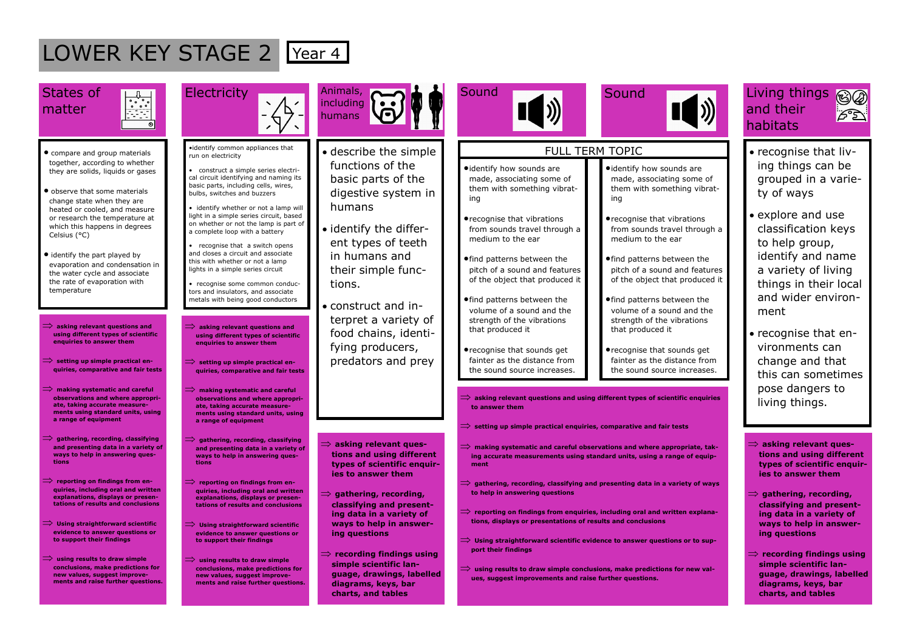# LOWER KEY STAGE 2

**Year 4**

## States of matter

- compare and group materials together, according to whether they are solids, liquids or gases
- observe that some materials change state when they are heated or cooled, and measure or research the temperature at which this happens in degrees Celsius (°C)
- identify the part played by evaporation and condensation in the water cycle and associate the rate of evaporation with temperature

⇒ **asking relevant questions and using different types of scientific enquiries to answer them**

⇒ **setting up simple practical enquiries, comparative and fair tests**

⇒ **making systematic and careful observations and where appropriate, taking accurate measurements using standard units, using a range of equipment**

⇒ **gathering, recording, classifying and presenting data in a variety of ways to help in answering questions**

⇒ **reporting on findings from enquiries, including oral and written explanations, displays or presentations of results and conclusions**

⇒ **Using straightforward scientific evidence to answer questions or to support their findings**

⇒ **using results to draw simple conclusions, make predictions for new values, suggest improvements and raise further questions.**

## Electricity

- identify common appliances that run on electricity
- construct a simple series electrical circuit identifying and naming its basic parts, including cells, wires, bulbs, switches and buzzers
- identify whether or not a lamp will light in a simple series circuit, based on whether or not the lamp is part of a complete loop with a battery
- recognise that a switch opens and closes a circuit and associate this with whether or not a lamp lights in a simple series circuit
- recognise some common conductors and insulators, and associate metals with being good conductors

⇒ **asking relevant questions and using different types of scientific enquiries to answer them**

⇒ **setting up simple practical enquiries, comparative and fair tests**

⇒ **making systematic and careful observations and where appropriate, taking accurate measurements using standard units, using a range of equipment**

⇒ **gathering, recording, classifying and presenting data in a variety of ways to help in answering questions**

⇒ **reporting on findings from enquiries, including oral and written explanations, displays or presentations of results and conclusions**

⇒ **Using straightforward scientific evidence to answer questions or to support their findings**

⇒ **using results to draw simple conclusions, make predictions for new values, suggest improvements and raise further questions.**

## Animals, including humans

- describe the simple functions of the basic parts of the digestive system in humans
- identify the different types of teeth in humans and their simple functions.
- construct and interpret a variety of food chains, identifying producers, predators and prey

⇒ **asking relevant questions and using different types of scientific enquiries to answer them**

⇒ **gathering, recording, classifying and presenting data in a variety of ways to help in answering questions**

⇒ **recording findings using simple scientific language, drawings, labelled diagrams, keys, bar charts, and tables**

## Sound / Sound

### FULL TERM TOPIC

- identify how sounds are made, associating some of them with something vibrating
- recognise that vibrations from sounds travel through a medium to the ear
- find patterns between the pitch of a sound and features of the object that produced it
- find patterns between the volume of a sound and the strength of the vibrations that produced it
- recognise that sounds get fainter as the distance from the sound source increases.

- identify how sounds are made, associating some of them with something vibrating
- recognise that vibrations from sounds travel through a medium to the ear
- find patterns between the pitch of a sound and features of the object that produced it
- find patterns between the volume of a sound and the strength of the vibrations that produced it
- recognise that sounds get fainter as the distance from the sound source increases.

⇒ **asking relevant questions and using different types of scientific enquiries to answer them**

⇒ **setting up simple practical enquiries, comparative and fair tests**

⇒ **making systematic and careful observations and where appropriate, taking accurate measurements using standard units, using a range of equipment**

⇒ **gathering, recording, classifying and presenting data in a variety of ways to help in answering questions**

⇒ **reporting on findings from enquiries, including oral and written explanations, displays or presentations of results and conclusions**

⇒ **Using straightforward scientific evidence to answer questions or to support their findings**

⇒ **using results to draw simple conclusions, make predictions for new values, suggest improvements and raise further questions.**

## Living things and their habitats

- recognise that living things can be grouped in a variety of ways
- explore and use classification keys to help group, identify and name a variety of living things in their local and wider environment
- recognise that environments can change and that this can sometimes pose dangers to living things.

⇒ **asking relevant questions and using different types of scientific enquiries to answer them**

⇒ **gathering, recording, classifying and presenting data in a variety of ways to help in answering questions**

⇒ **recording findings using simple scientific language, drawings, labelled diagrams, keys, bar charts, and tables**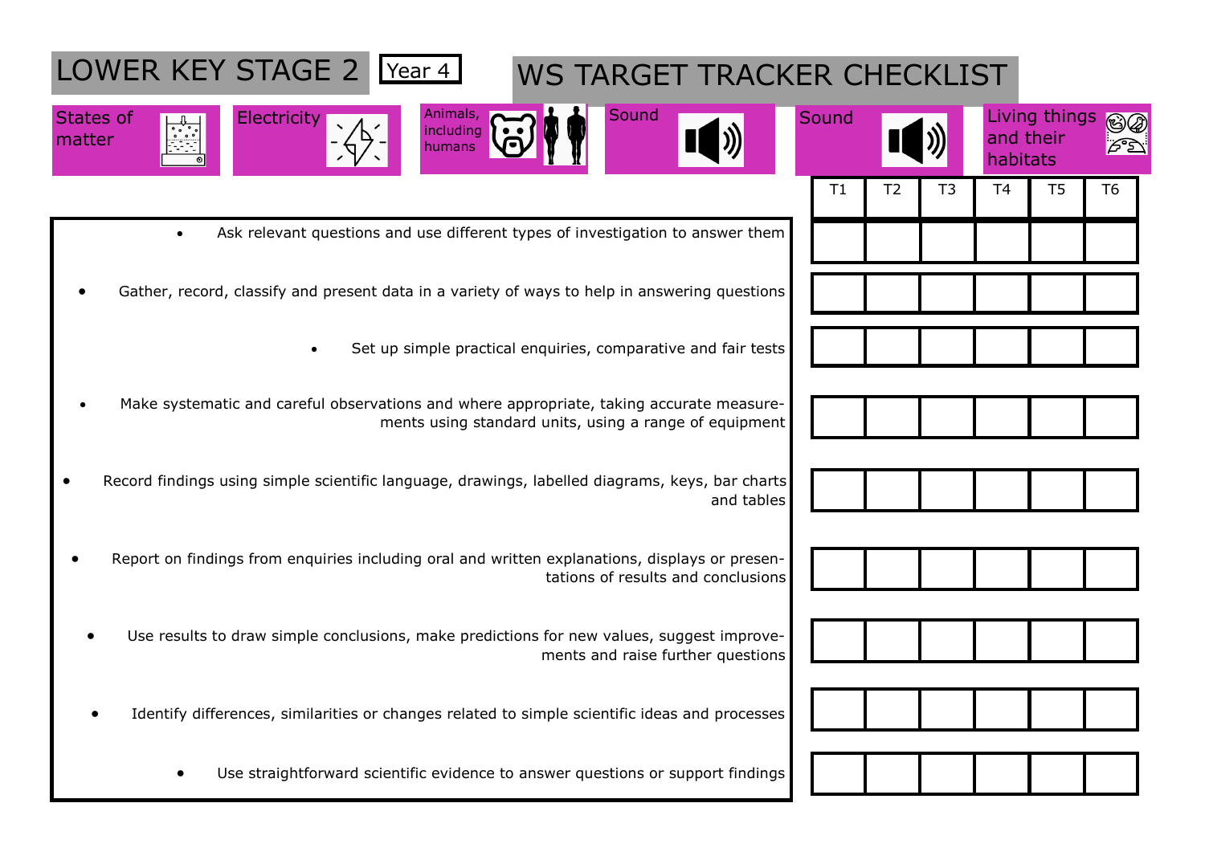# LOWER KEY STAGE 2 Year 4

# WS TARGET TRACKER CHECKLIST

States of matter | Electricity | Animals, including humans | Sound | Sound | Living things and their habitats

| | T1 | T2 | T3 | T4 | T5 | T6 |
|---|---|---|---|---|---|---|
| • Ask relevant questions and use different types of investigation to answer them | | | | | | |
| • Gather, record, classify and present data in a variety of ways to help in answering questions | | | | | | |
| • Set up simple practical enquiries, comparative and fair tests | | | | | | |
| • Make systematic and careful observations and where appropriate, taking accurate measurements using standard units, using a range of equipment | | | | | | |
| • Record findings using simple scientific language, drawings, labelled diagrams, keys, bar charts and tables | | | | | | |
| • Report on findings from enquiries including oral and written explanations, displays or presentations of results and conclusions | | | | | | |
| • Use results to draw simple conclusions, make predictions for new values, suggest improvements and raise further questions | | | | | | |
| • Identify differences, similarities or changes related to simple scientific ideas and processes | | | | | | |
| • Use straightforward scientific evidence to answer questions or support findings | | | | | | |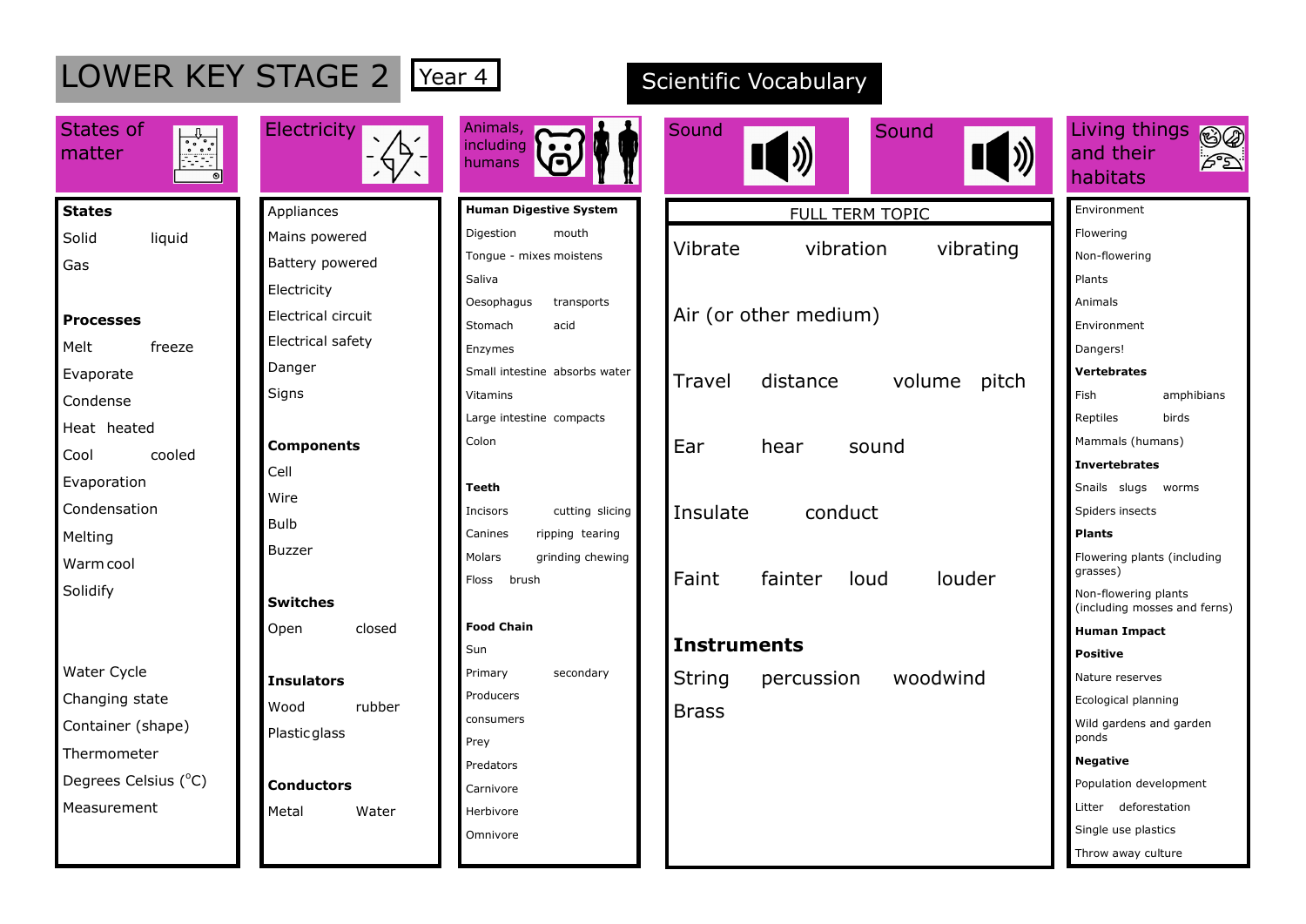# LOWER KEY STAGE 2

Year 4

Scientific Vocabulary

## States of matter

**States**

Solid liquid

Gas

**Processes**

Melt freeze

Evaporate

Condense

Heat heated

Cool cooled

Evaporation

Condensation

Melting

Warm cool

Solidify

Water Cycle

Changing state

Container (shape)

Thermometer

Degrees Celsius (°C)

Measurement

## Electricity

Appliances

Mains powered

Battery powered

Electricity

Electrical circuit

Electrical safety

Danger

Signs

**Components**

Cell

Wire

Bulb

Buzzer

**Switches**

Open closed

**Insulators**

Wood rubber

Plastic glass

**Conductors**

Metal Water

## Animals, including humans

**Human Digestive System**

Digestion mouth

Tongue - mixes moistens

Saliva

Oesophagus transports

Stomach acid

Enzymes

Small intestine absorbs water

Vitamins

Large intestine compacts

Colon

**Teeth**

Incisors cutting slicing

Canines ripping tearing

Molars grinding chewing

Floss brush

**Food Chain**

Sun

Primary secondary

Producers

consumers

Prey

Predators

Carnivore

Herbivore

Omnivore

## Sound

FULL TERM TOPIC

Vibrate vibration vibrating

Air (or other medium)

Travel distance volume pitch

Ear hear sound

Insulate conduct

Faint fainter loud louder

**Instruments**

String percussion woodwind

Brass

## Living things and their habitats

Environment

Flowering

Non-flowering

Plants

Animals

Environment

Dangers!

**Vertebrates**

Fish amphibians

Reptiles birds

Mammals (humans)

**Invertebrates**

Snails slugs worms

Spiders insects

**Plants**

Flowering plants (including grasses)

Non-flowering plants (including mosses and ferns)

**Human Impact**

**Positive**

Nature reserves

Ecological planning

Wild gardens and garden ponds

**Negative**

Population development

Litter deforestation

Single use plastics

Throw away culture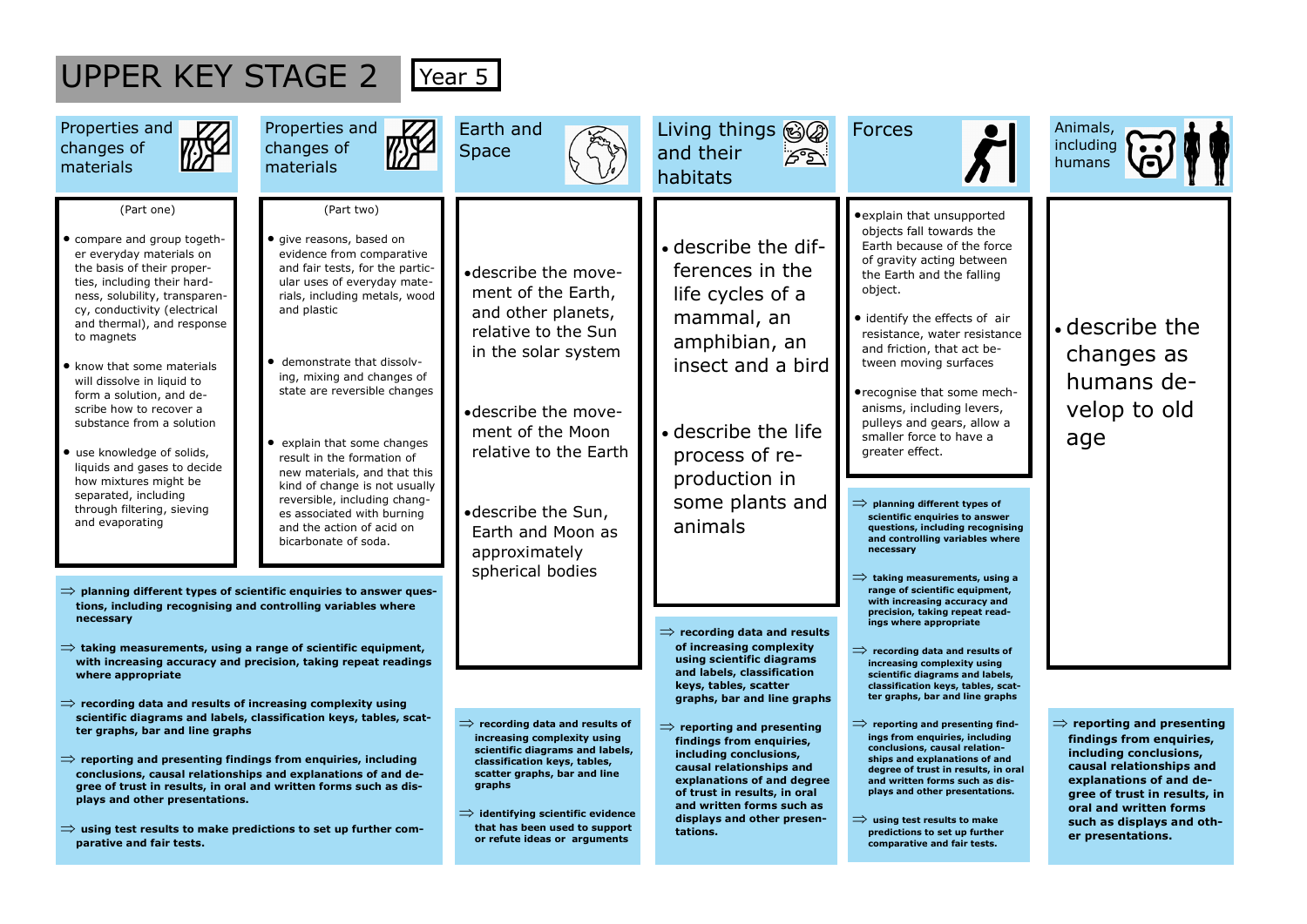# UPPER KEY STAGE 2

**Year 5**

## Properties and changes of materials

(Part one)

- compare and group together everyday materials on the basis of their properties, including their hardness, solubility, transparency, conductivity (electrical and thermal), and response to magnets
- know that some materials will dissolve in liquid to form a solution, and describe how to recover a substance from a solution
- use knowledge of solids, liquids and gases to decide how mixtures might be separated, including through filtering, sieving and evaporating

## Properties and changes of materials

(Part two)

- give reasons, based on evidence from comparative and fair tests, for the particular uses of everyday materials, including metals, wood and plastic
- demonstrate that dissolving, mixing and changes of state are reversible changes
- explain that some changes result in the formation of new materials, and that this kind of change is not usually reversible, including changes associated with burning and the action of acid on bicarbonate of soda.

**⇒ planning different types of scientific enquiries to answer questions, including recognising and controlling variables where necessary**

**⇒ taking measurements, using a range of scientific equipment, with increasing accuracy and precision, taking repeat readings where appropriate**

**⇒ recording data and results of increasing complexity using scientific diagrams and labels, classification keys, tables, scatter graphs, bar and line graphs**

**⇒ reporting and presenting findings from enquiries, including conclusions, causal relationships and explanations of and degree of trust in results, in oral and written forms such as displays and other presentations.**

**⇒ using test results to make predictions to set up further comparative and fair tests.**

## Earth and Space

- describe the movement of the Earth, and other planets, relative to the Sun in the solar system
- describe the movement of the Moon relative to the Earth
- describe the Sun, Earth and Moon as approximately spherical bodies

**⇒ recording data and results of increasing complexity using scientific diagrams and labels, classification keys, tables, scatter graphs, bar and line graphs**

**⇒ identifying scientific evidence that has been used to support or refute ideas or arguments**

## Living things and their habitats

- describe the differences in the life cycles of a mammal, an amphibian, an insect and a bird
- describe the life process of reproduction in some plants and animals

**⇒ recording data and results of increasing complexity using scientific diagrams and labels, classification keys, tables, scatter graphs, bar and line graphs**

**⇒ reporting and presenting findings from enquiries, including conclusions, causal relationships and explanations of and degree of trust in results, in oral and written forms such as displays and other presentations.**

## Forces

- explain that unsupported objects fall towards the Earth because of the force of gravity acting between the Earth and the falling object.
- identify the effects of air resistance, water resistance and friction, that act between moving surfaces
- recognise that some mechanisms, including levers, pulleys and gears, allow a smaller force to have a greater effect.

**⇒ planning different types of scientific enquiries to answer questions, including recognising and controlling variables where necessary**

**⇒ taking measurements, using a range of scientific equipment, with increasing accuracy and precision, taking repeat readings where appropriate**

**⇒ recording data and results of increasing complexity using scientific diagrams and labels, classification keys, tables, scatter graphs, bar and line graphs**

**⇒ reporting and presenting findings from enquiries, including conclusions, causal relationships and explanations of and degree of trust in results, in oral and written forms such as displays and other presentations.**

**⇒ using test results to make predictions to set up further comparative and fair tests.**

## Animals, including humans

- describe the changes as humans develop to old age

**⇒ reporting and presenting findings from enquiries, including conclusions, causal relationships and explanations of and degree of trust in results, in oral and written forms such as displays and other presentations.**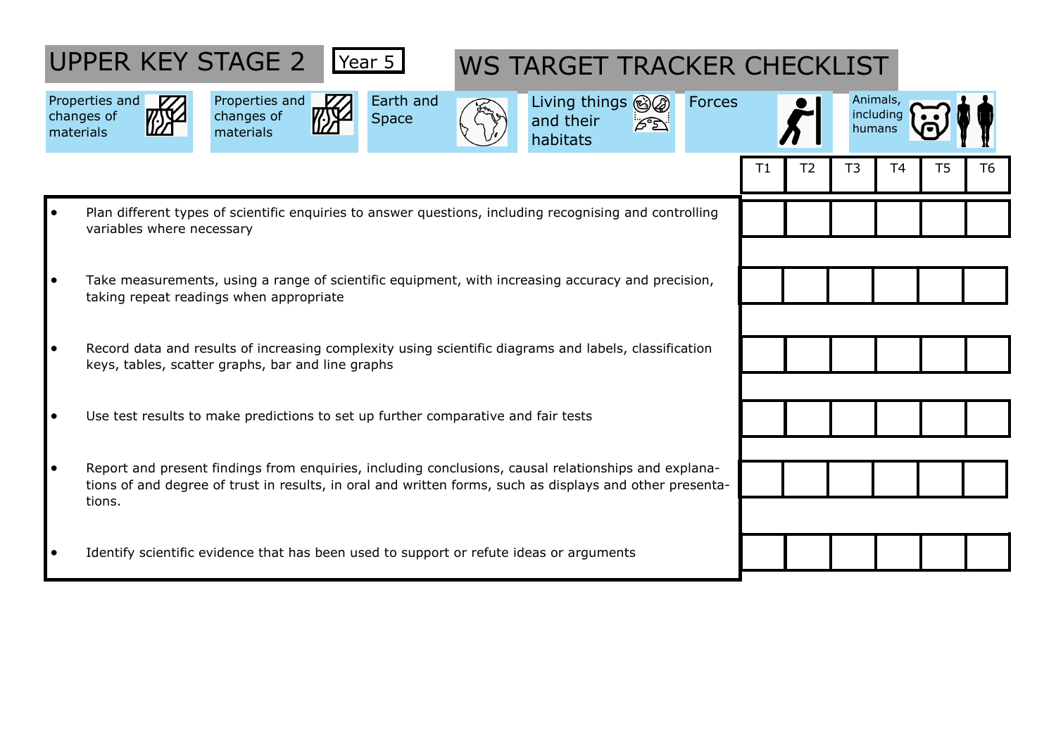# UPPER KEY STAGE 2

Year 5

## WS TARGET TRACKER CHECKLIST

Properties and changes of materials | Properties and changes of materials | Earth and Space | Living things and their habitats | Forces | Animals, including humans

| | T1 | T2 | T3 | T4 | T5 | T6 |
|---|---|---|---|---|---|---|
| • Plan different types of scientific enquiries to answer questions, including recognising and controlling variables where necessary | | | | | | |
| • Take measurements, using a range of scientific equipment, with increasing accuracy and precision, taking repeat readings when appropriate | | | | | | |
| • Record data and results of increasing complexity using scientific diagrams and labels, classification keys, tables, scatter graphs, bar and line graphs | | | | | | |
| • Use test results to make predictions to set up further comparative and fair tests | | | | | | |
| • Report and present findings from enquiries, including conclusions, causal relationships and explanations of and degree of trust in results, in oral and written forms, such as displays and other presentations. | | | | | | |
| • Identify scientific evidence that has been used to support or refute ideas or arguments | | | | | | |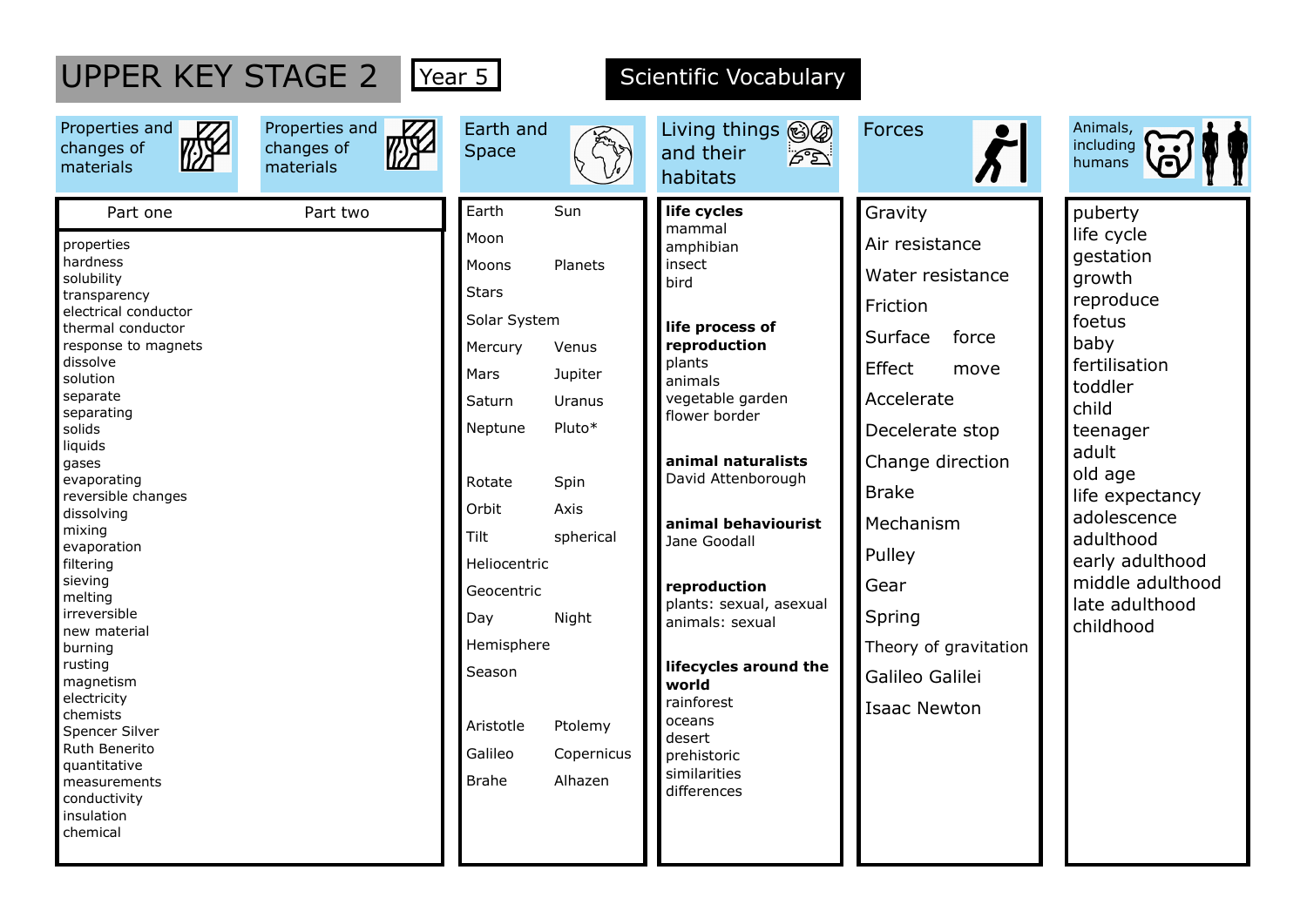# UPPER KEY STAGE 2

**Year 5**

## Scientific Vocabulary

### Properties and changes of materials

| Part one | Part two |
|---|---|
| properties | |
| hardness | |
| solubility | |
| transparency | |
| electrical conductor | |
| thermal conductor | |
| response to magnets | |
| dissolve | |
| solution | |
| separate | |
| separating | |
| solids | |
| liquids | |
| gases | |
| evaporating | |
| reversible changes | |
| dissolving | |
| mixing | |
| evaporation | |
| filtering | |
| sieving | |
| melting | |
| irreversible | |
| new material | |
| burning | |
| rusting | |
| magnetism | |
| electricity | |
| chemists | |
| Spencer Silver | |
| Ruth Benerito | |
| quantitative | |
| measurements | |
| conductivity | |
| insulation | |
| chemical | |

### Earth and Space

Earth, Sun
Moon
Moons, Planets
Stars
Solar System
Mercury, Venus
Mars, Jupiter
Saturn, Uranus
Neptune, Pluto*

Rotate, Spin
Orbit, Axis
Tilt, spherical
Heliocentric
Geocentric
Day, Night
Hemisphere
Season

Aristotle, Ptolemy
Galileo, Copernicus
Brahe, Alhazen

### Living things and their habitats

**life cycles**
mammal
amphibian
insect
bird

**life process of reproduction**
plants
animals
vegetable garden
flower border

**animal naturalists**
David Attenborough

**animal behaviourist**
Jane Goodall

**reproduction**
plants: sexual, asexual
animals: sexual

**lifecycles around the world**
rainforest
oceans
desert
prehistoric
similarities
differences

### Forces

Gravity
Air resistance
Water resistance
Friction
Surface, force
Effect, move
Accelerate
Decelerate stop
Change direction
Brake
Mechanism
Pulley
Gear
Spring
Theory of gravitation
Galileo Galilei
Isaac Newton

### Animals, including humans

puberty
life cycle
gestation
growth
reproduce
foetus
baby
fertilisation
toddler
child
teenager
adult
old age
life expectancy
adolescence
adulthood
early adulthood
middle adulthood
late adulthood
childhood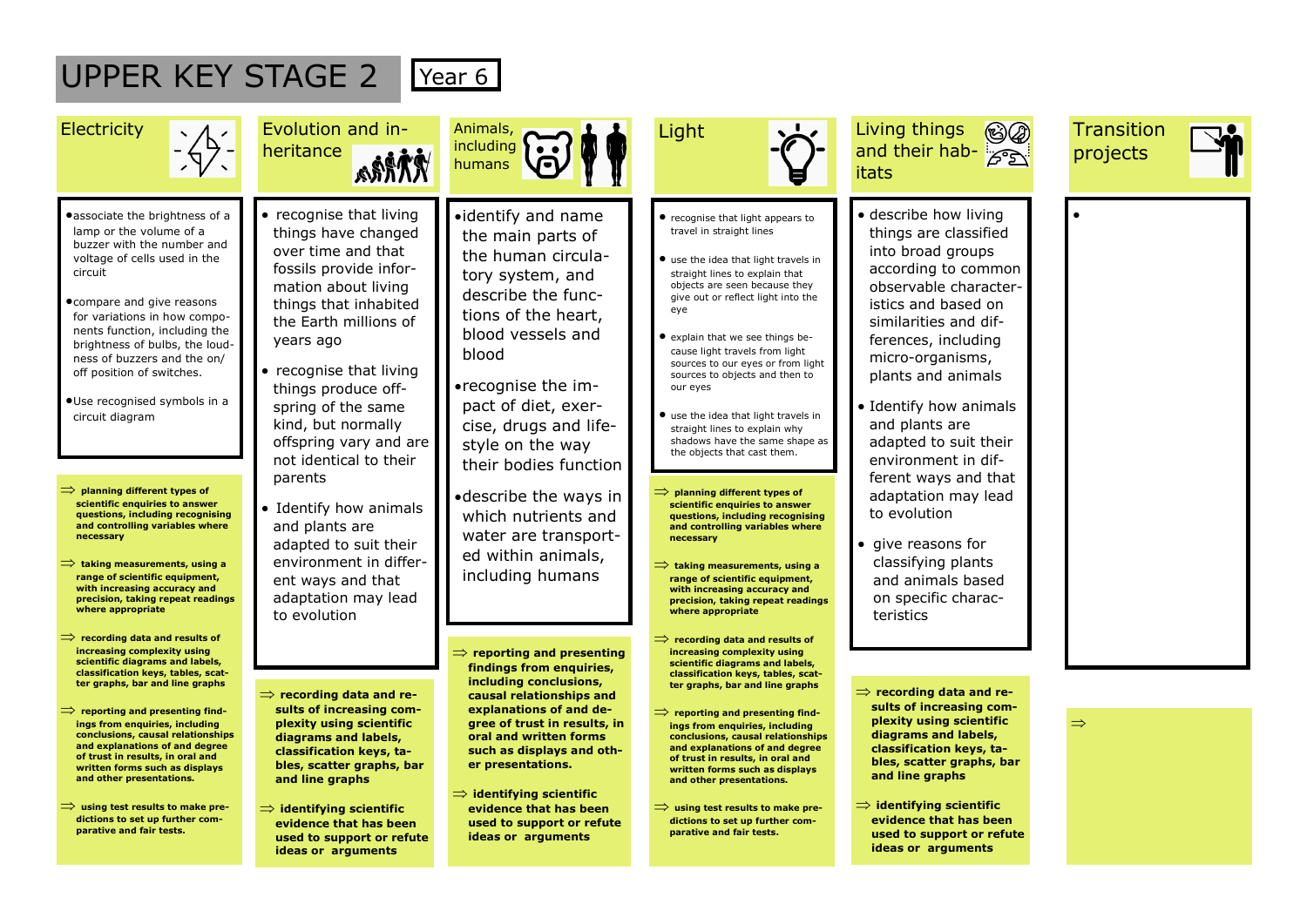# UPPER KEY STAGE 2

Year 6

## Electricity

- associate the brightness of a lamp or the volume of a buzzer with the number and voltage of cells used in the circuit
- compare and give reasons for variations in how components function, including the brightness of bulbs, the loudness of buzzers and the on/off position of switches.
- Use recognised symbols in a circuit diagram

⇒ **planning different types of scientific enquiries to answer questions, including recognising and controlling variables where necessary**

⇒ **taking measurements, using a range of scientific equipment, with increasing accuracy and precision, taking repeat readings where appropriate**

⇒ **recording data and results of increasing complexity using scientific diagrams and labels, classification keys, tables, scatter graphs, bar and line graphs**

⇒ **reporting and presenting findings from enquiries, including conclusions, causal relationships and explanations of and degree of trust in results, in oral and written forms such as displays and other presentations.**

⇒ **using test results to make predictions to set up further comparative and fair tests.**

## Evolution and inheritance

- recognise that living things have changed over time and that fossils provide information about living things that inhabited the Earth millions of years ago
- recognise that living things produce offspring of the same kind, but normally offspring vary and are not identical to their parents
- Identify how animals and plants are adapted to suit their environment in different ways and that adaptation may lead to evolution

⇒ **recording data and results of increasing complexity using scientific diagrams and labels, classification keys, tables, scatter graphs, bar and line graphs**

⇒ **identifying scientific evidence that has been used to support or refute ideas or arguments**

## Animals, including humans

- identify and name the main parts of the human circulatory system, and describe the functions of the heart, blood vessels and blood
- recognise the impact of diet, exercise, drugs and lifestyle on the way their bodies function
- describe the ways in which nutrients and water are transported within animals, including humans

⇒ **reporting and presenting findings from enquiries, including conclusions, causal relationships and explanations of and degree of trust in results, in oral and written forms such as displays and other presentations.**

⇒ **identifying scientific evidence that has been used to support or refute ideas or arguments**

## Light

- recognise that light appears to travel in straight lines
- use the idea that light travels in straight lines to explain that objects are seen because they give out or reflect light into the eye
- explain that we see things because light travels from light sources to our eyes or from light sources to objects and then to our eyes
- use the idea that light travels in straight lines to explain why shadows have the same shape as the objects that cast them.

⇒ **planning different types of scientific enquiries to answer questions, including recognising and controlling variables where necessary**

⇒ **taking measurements, using a range of scientific equipment, with increasing accuracy and precision, taking repeat readings where appropriate**

⇒ **recording data and results of increasing complexity using scientific diagrams and labels, classification keys, tables, scatter graphs, bar and line graphs**

⇒ **reporting and presenting findings from enquiries, including conclusions, causal relationships and explanations of and degree of trust in results, in oral and written forms such as displays and other presentations.**

⇒ **using test results to make predictions to set up further comparative and fair tests.**

## Living things and their habitats

- describe how living things are classified into broad groups according to common observable characteristics and based on similarities and differences, including micro-organisms, plants and animals
- Identify how animals and plants are adapted to suit their environment in different ways and that adaptation may lead to evolution
- give reasons for classifying plants and animals based on specific characteristics

⇒ **recording data and results of increasing complexity using scientific diagrams and labels, classification keys, tables, scatter graphs, bar and line graphs**

⇒ **identifying scientific evidence that has been used to support or refute ideas or arguments**

## Transition projects

- 

⇒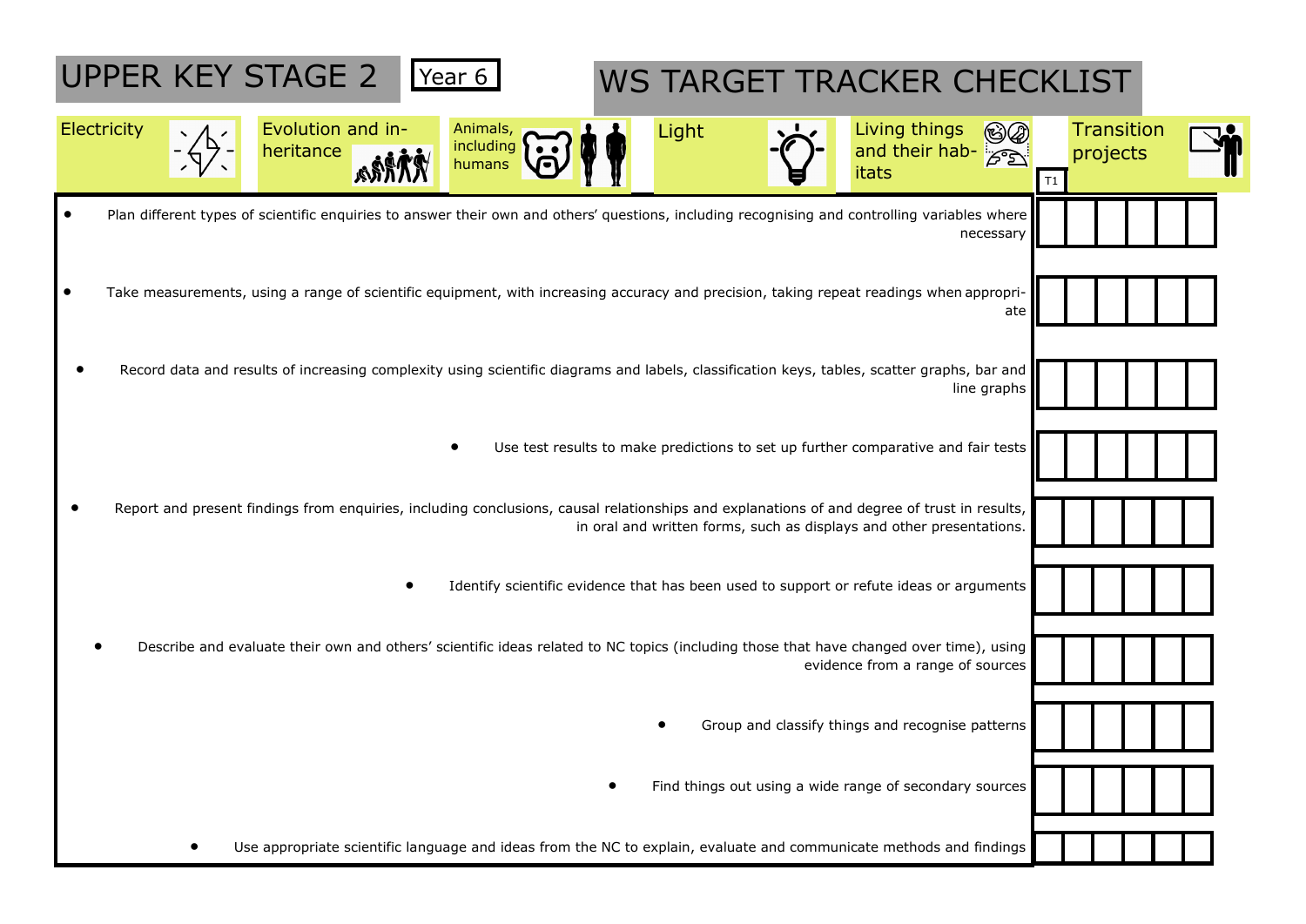# UPPER KEY STAGE 2 — Year 6

# WS TARGET TRACKER CHECKLIST

| | Electricity | Evolution and inheritance | Animals, including humans | Light | Living things and their habitats | Transition projects |
|---|---|---|---|---|---|---|
| | | | | | | T1 |
| • Plan different types of scientific enquiries to answer their own and others' questions, including recognising and controlling variables where necessary | | | | | | |
| • Take measurements, using a range of scientific equipment, with increasing accuracy and precision, taking repeat readings when appropriate | | | | | | |
| • Record data and results of increasing complexity using scientific diagrams and labels, classification keys, tables, scatter graphs, bar and line graphs | | | | | | |
| • Use test results to make predictions to set up further comparative and fair tests | | | | | | |
| • Report and present findings from enquiries, including conclusions, causal relationships and explanations of and degree of trust in results, in oral and written forms, such as displays and other presentations. | | | | | | |
| • Identify scientific evidence that has been used to support or refute ideas or arguments | | | | | | |
| • Describe and evaluate their own and others' scientific ideas related to NC topics (including those that have changed over time), using evidence from a range of sources | | | | | | |
| • Group and classify things and recognise patterns | | | | | | |
| • Find things out using a wide range of secondary sources | | | | | | |
| • Use appropriate scientific language and ideas from the NC to explain, evaluate and communicate methods and findings | | | | | | |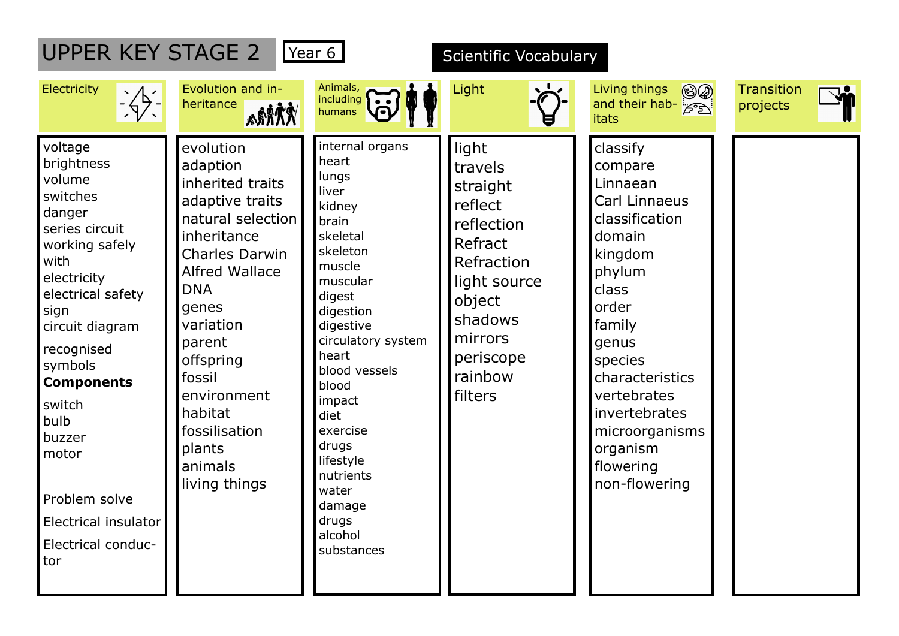# UPPER KEY STAGE 2

**Year 6**

## Scientific Vocabulary

### Electricity

voltage
brightness
volume
switches
danger
series circuit
working safely with electricity
electrical safety sign
circuit diagram

recognised symbols
**Components**

switch
bulb
buzzer
motor

Problem solve

Electrical insulator

Electrical conductor

### Evolution and inheritance

evolution
adaption
inherited traits
adaptive traits
natural selection
inheritance
Charles Darwin
Alfred Wallace
DNA
genes
variation
parent
offspring
fossil
environment
habitat
fossilisation
plants
animals
living things

### Animals, including humans

internal organs
heart
lungs
liver
kidney
brain
skeletal
skeleton
muscle
muscular
digest
digestion
digestive
circulatory system
heart
blood vessels
blood
impact
diet
exercise
drugs
lifestyle
nutrients
water
damage
drugs
alcohol
substances

### Light

light
travels
straight
reflect
reflection
Refract
Refraction
light source
object
shadows
mirrors
periscope
rainbow
filters

### Living things and their habitats

classify
compare
Linnaean
Carl Linnaeus
classification
domain
kingdom
phylum
class
order
family
genus
species
characteristics
vertebrates
invertebrates
microorganisms
organism
flowering
non-flowering

### Transition projects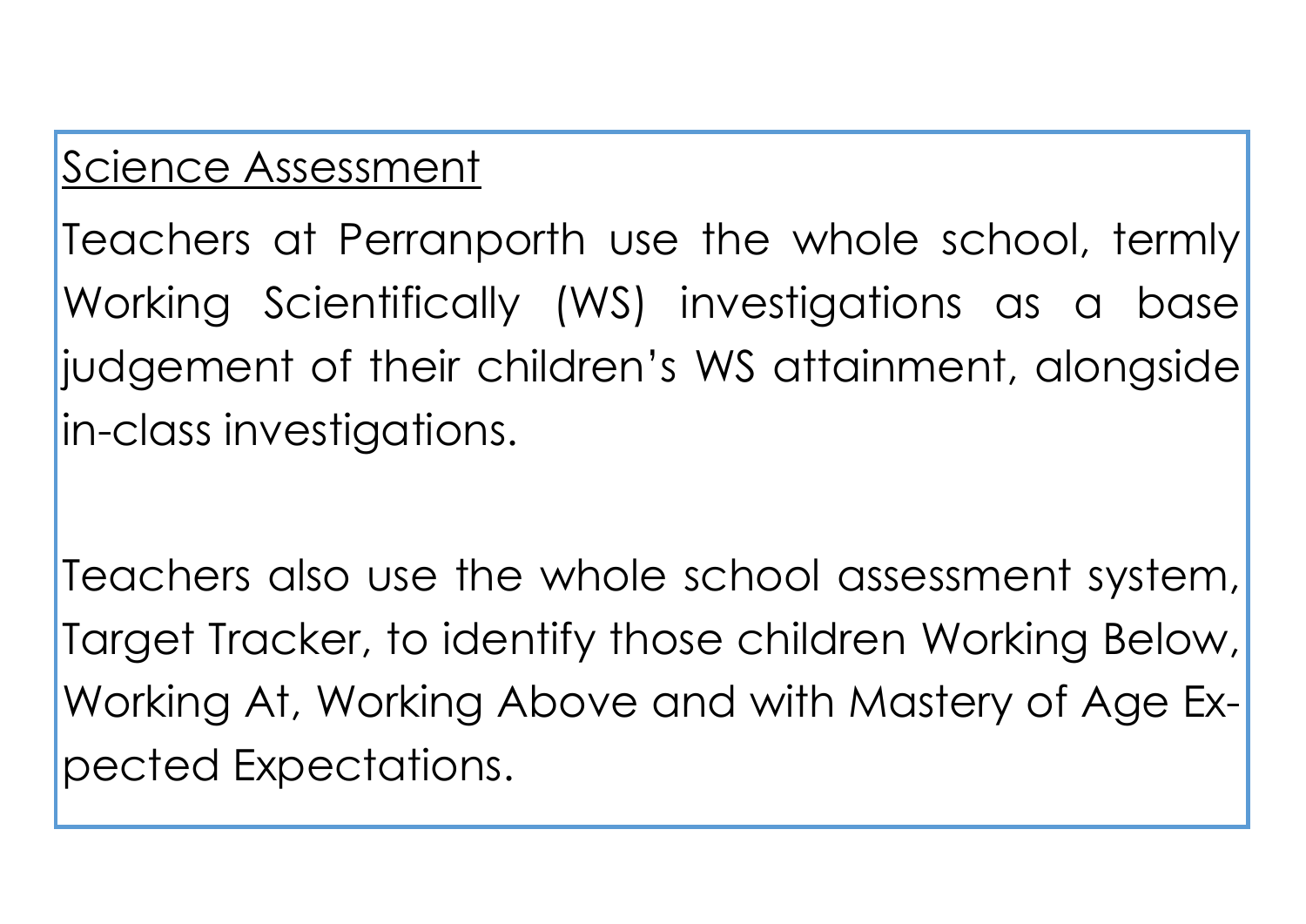## Science Assessment

Teachers at Perranporth use the whole school, termly Working Scientifically (WS) investigations as a base judgement of their children's WS attainment, alongside in-class investigations.

Teachers also use the whole school assessment system, Target Tracker, to identify those children Working Below, Working At, Working Above and with Mastery of Age Expected Expectations.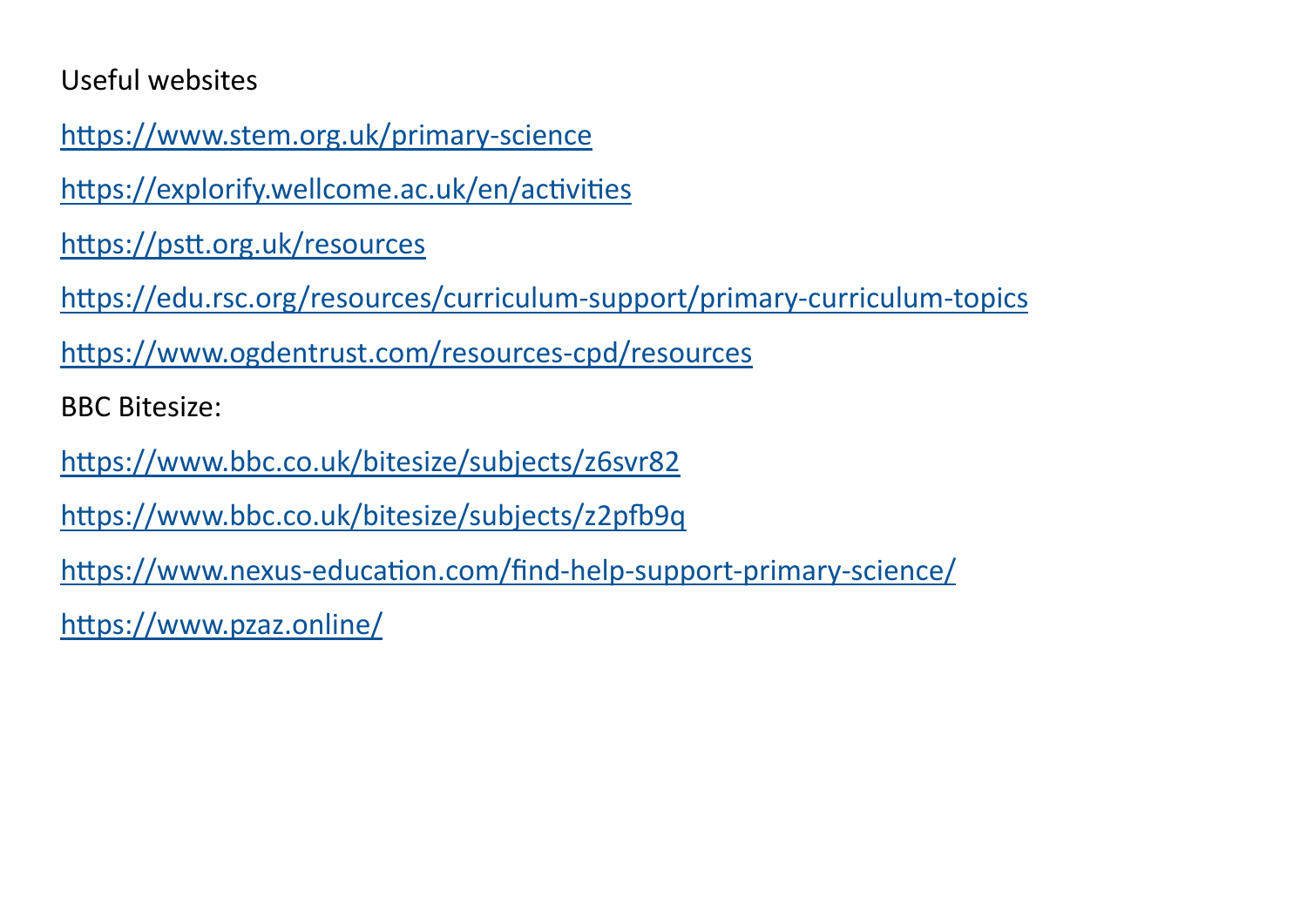Useful websites

https://www.stem.org.uk/primary-science

https://explorify.wellcome.ac.uk/en/activities

https://pstt.org.uk/resources

https://edu.rsc.org/resources/curriculum-support/primary-curriculum-topics

https://www.ogdentrust.com/resources-cpd/resources

BBC Bitesize:

https://www.bbc.co.uk/bitesize/subjects/z6svr82

https://www.bbc.co.uk/bitesize/subjects/z2pfb9q

https://www.nexus-education.com/find-help-support-primary-science/

https://www.pzaz.online/